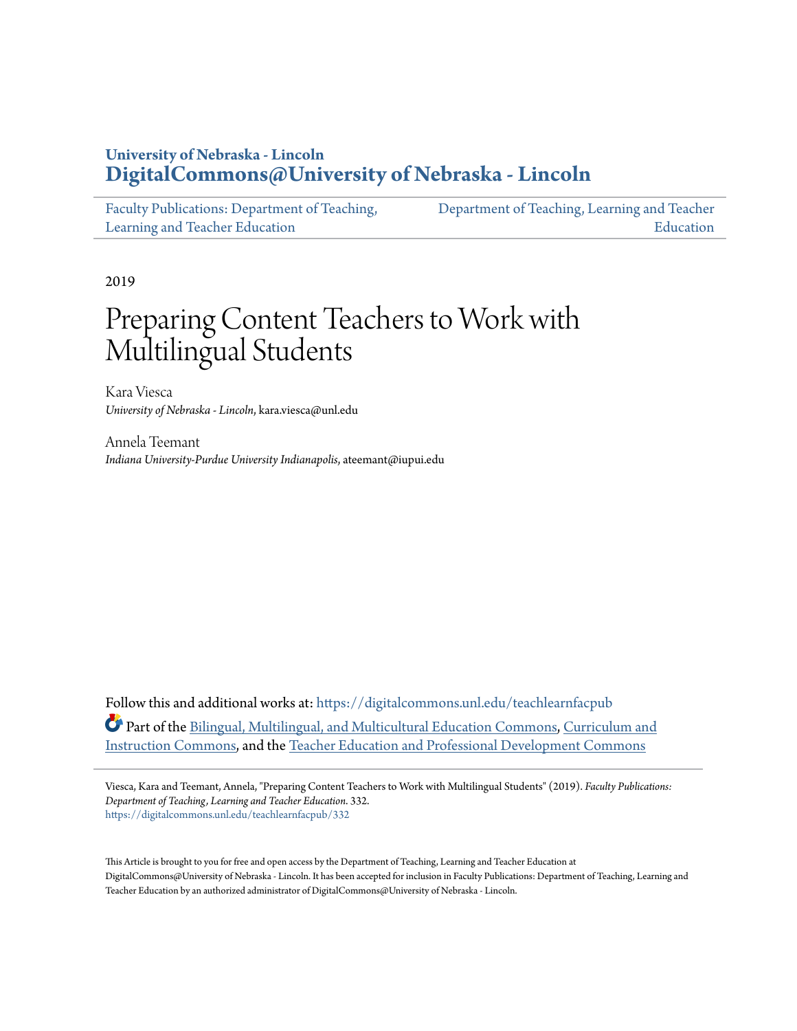University of Nebraska - Lincoln
**DigitalCommons@University of Nebraska - Lincoln**

Faculty Publications: Department of Teaching, Learning and Teacher Education | Department of Teaching, Learning and Teacher Education

2019

# Preparing Content Teachers to Work with Multilingual Students

Kara Viesca
*University of Nebraska - Lincoln*, kara.viesca@unl.edu

Annela Teemant
*Indiana University-Purdue University Indianapolis*, ateemant@iupui.edu

Follow this and additional works at: https://digitalcommons.unl.edu/teachlearnfacpub

Part of the Bilingual, Multilingual, and Multicultural Education Commons, Curriculum and Instruction Commons, and the Teacher Education and Professional Development Commons

Viesca, Kara and Teemant, Annela, "Preparing Content Teachers to Work with Multilingual Students" (2019). *Faculty Publications: Department of Teaching, Learning and Teacher Education*. 332.
https://digitalcommons.unl.edu/teachlearnfacpub/332

This Article is brought to you for free and open access by the Department of Teaching, Learning and Teacher Education at DigitalCommons@University of Nebraska - Lincoln. It has been accepted for inclusion in Faculty Publications: Department of Teaching, Learning and Teacher Education by an authorized administrator of DigitalCommons@University of Nebraska - Lincoln.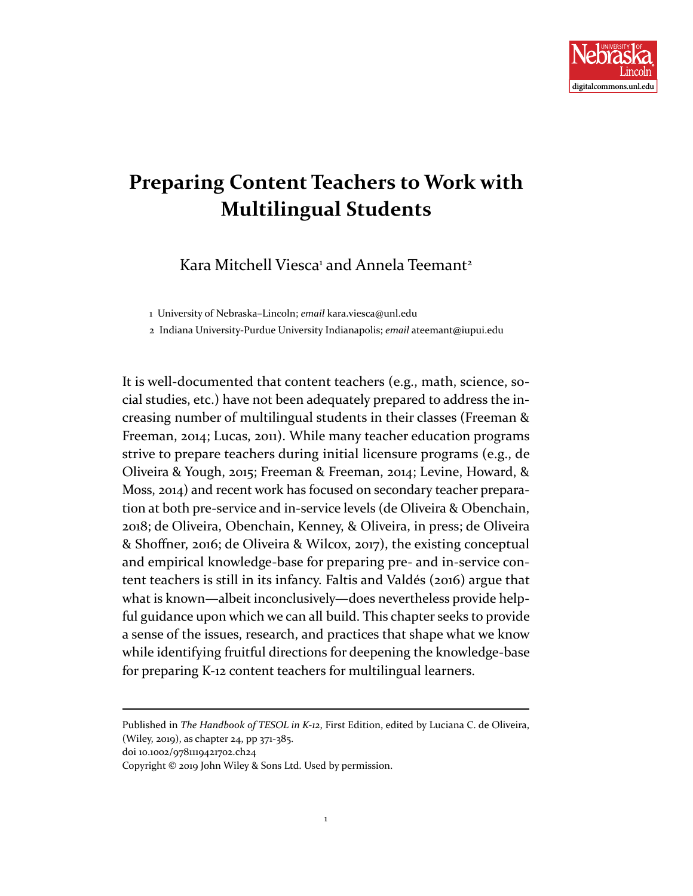# Preparing Content Teachers to Work with Multilingual Students

Kara Mitchell Viesca[1] and Annela Teemant[2]

1 University of Nebraska–Lincoln; *email* kara.viesca@unl.edu

2 Indiana University-Purdue University Indianapolis; *email* ateemant@iupui.edu

It is well-documented that content teachers (e.g., math, science, social studies, etc.) have not been adequately prepared to address the increasing number of multilingual students in their classes (Freeman & Freeman, 2014; Lucas, 2011). While many teacher education programs strive to prepare teachers during initial licensure programs (e.g., de Oliveira & Yough, 2015; Freeman & Freeman, 2014; Levine, Howard, & Moss, 2014) and recent work has focused on secondary teacher preparation at both pre-service and in-service levels (de Oliveira & Obenchain, 2018; de Oliveira, Obenchain, Kenney, & Oliveira, in press; de Oliveira & Shoffner, 2016; de Oliveira & Wilcox, 2017), the existing conceptual and empirical knowledge-base for preparing pre- and in-service content teachers is still in its infancy. Faltis and Valdés (2016) argue that what is known—albeit inconclusively—does nevertheless provide helpful guidance upon which we can all build. This chapter seeks to provide a sense of the issues, research, and practices that shape what we know while identifying fruitful directions for deepening the knowledge-base for preparing K-12 content teachers for multilingual learners.

---

Published in *The Handbook of TESOL in K-12*, First Edition, edited by Luciana C. de Oliveira, (Wiley, 2019), as chapter 24, pp 371-385.
doi 10.1002/9781119421702.ch24
Copyright © 2019 John Wiley & Sons Ltd. Used by permission.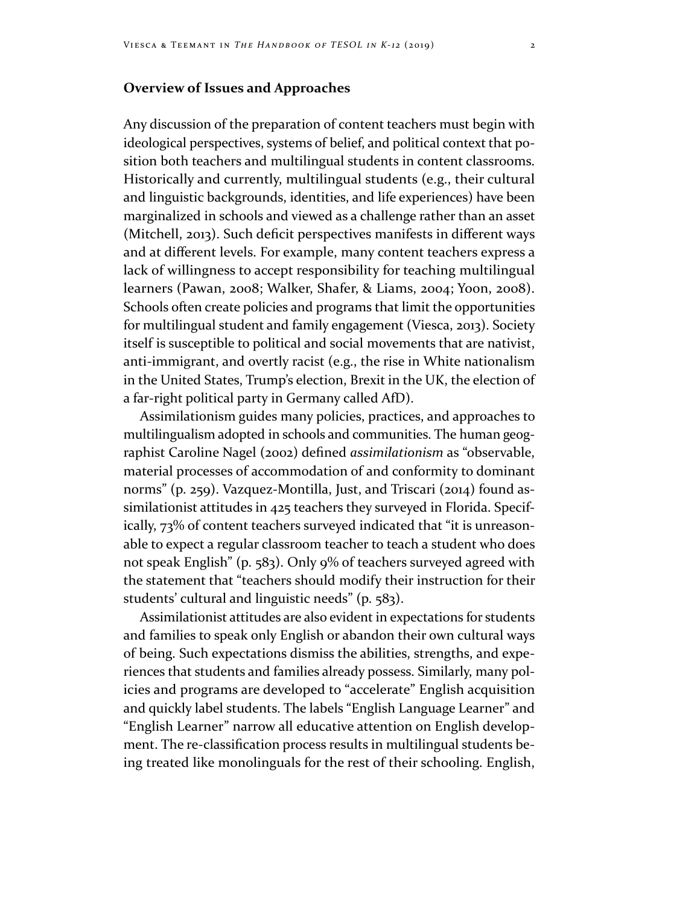## Overview of Issues and Approaches

Any discussion of the preparation of content teachers must begin with ideological perspectives, systems of belief, and political context that position both teachers and multilingual students in content classrooms. Historically and currently, multilingual students (e.g., their cultural and linguistic backgrounds, identities, and life experiences) have been marginalized in schools and viewed as a challenge rather than an asset (Mitchell, 2013). Such deficit perspectives manifests in different ways and at different levels. For example, many content teachers express a lack of willingness to accept responsibility for teaching multilingual learners (Pawan, 2008; Walker, Shafer, & Liams, 2004; Yoon, 2008). Schools often create policies and programs that limit the opportunities for multilingual student and family engagement (Viesca, 2013). Society itself is susceptible to political and social movements that are nativist, anti-immigrant, and overtly racist (e.g., the rise in White nationalism in the United States, Trump's election, Brexit in the UK, the election of a far-right political party in Germany called AfD).

Assimilationism guides many policies, practices, and approaches to multilingualism adopted in schools and communities. The human geographist Caroline Nagel (2002) defined *assimilationism* as "observable, material processes of accommodation of and conformity to dominant norms" (p. 259). Vazquez-Montilla, Just, and Triscari (2014) found assimilationist attitudes in 425 teachers they surveyed in Florida. Specifically, 73% of content teachers surveyed indicated that "it is unreasonable to expect a regular classroom teacher to teach a student who does not speak English" (p. 583). Only 9% of teachers surveyed agreed with the statement that "teachers should modify their instruction for their students' cultural and linguistic needs" (p. 583).

Assimilationist attitudes are also evident in expectations for students and families to speak only English or abandon their own cultural ways of being. Such expectations dismiss the abilities, strengths, and experiences that students and families already possess. Similarly, many policies and programs are developed to "accelerate" English acquisition and quickly label students. The labels "English Language Learner" and "English Learner" narrow all educative attention on English development. The re-classification process results in multilingual students being treated like monolinguals for the rest of their schooling. English,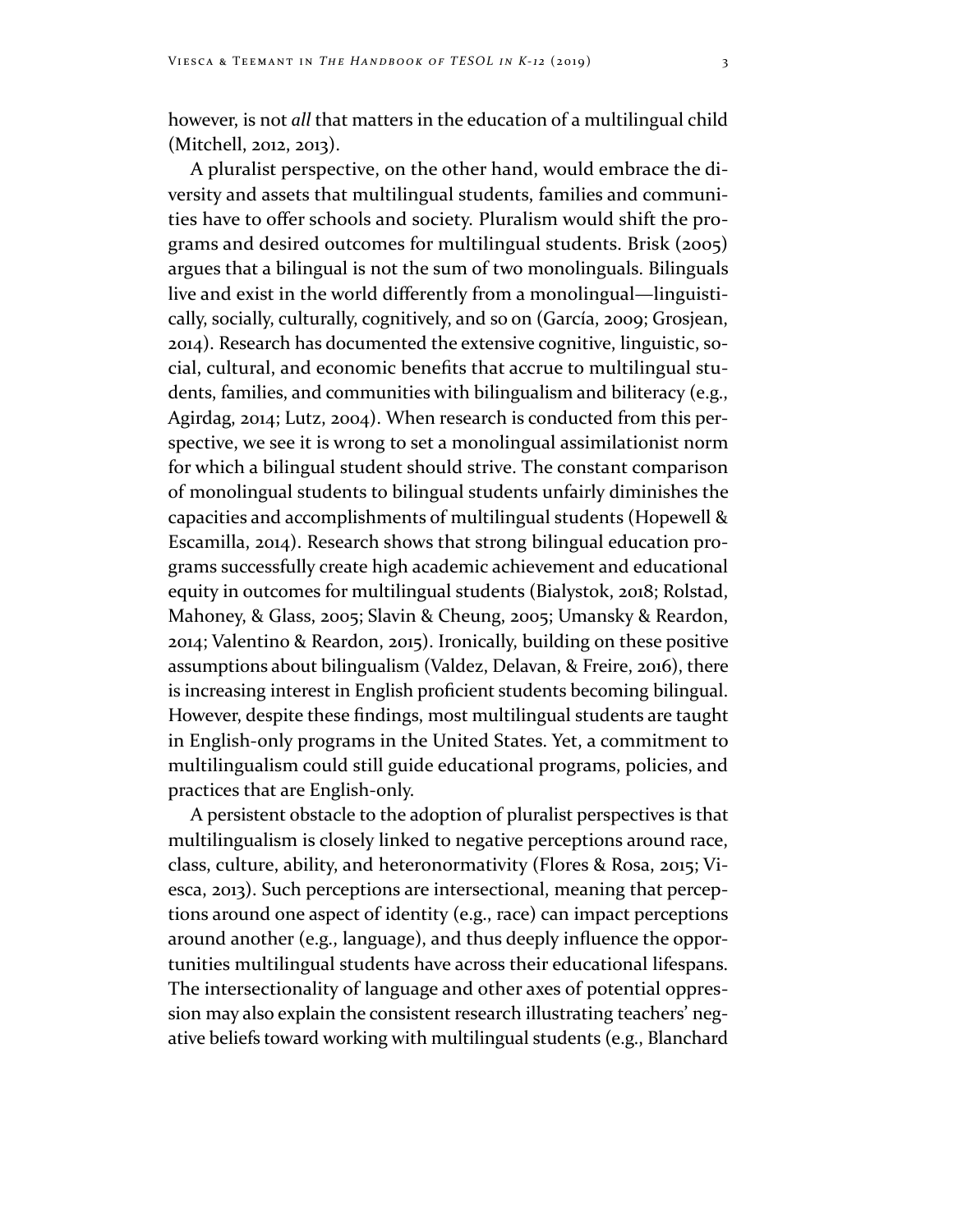however, is not *all* that matters in the education of a multilingual child (Mitchell, 2012, 2013).

A pluralist perspective, on the other hand, would embrace the diversity and assets that multilingual students, families and communities have to offer schools and society. Pluralism would shift the programs and desired outcomes for multilingual students. Brisk (2005) argues that a bilingual is not the sum of two monolinguals. Bilinguals live and exist in the world differently from a monolingual—linguistically, socially, culturally, cognitively, and so on (García, 2009; Grosjean, 2014). Research has documented the extensive cognitive, linguistic, social, cultural, and economic benefits that accrue to multilingual students, families, and communities with bilingualism and biliteracy (e.g., Agirdag, 2014; Lutz, 2004). When research is conducted from this perspective, we see it is wrong to set a monolingual assimilationist norm for which a bilingual student should strive. The constant comparison of monolingual students to bilingual students unfairly diminishes the capacities and accomplishments of multilingual students (Hopewell & Escamilla, 2014). Research shows that strong bilingual education programs successfully create high academic achievement and educational equity in outcomes for multilingual students (Bialystok, 2018; Rolstad, Mahoney, & Glass, 2005; Slavin & Cheung, 2005; Umansky & Reardon, 2014; Valentino & Reardon, 2015). Ironically, building on these positive assumptions about bilingualism (Valdez, Delavan, & Freire, 2016), there is increasing interest in English proficient students becoming bilingual. However, despite these findings, most multilingual students are taught in English-only programs in the United States. Yet, a commitment to multilingualism could still guide educational programs, policies, and practices that are English-only.

A persistent obstacle to the adoption of pluralist perspectives is that multilingualism is closely linked to negative perceptions around race, class, culture, ability, and heteronormativity (Flores & Rosa, 2015; Viesca, 2013). Such perceptions are intersectional, meaning that perceptions around one aspect of identity (e.g., race) can impact perceptions around another (e.g., language), and thus deeply influence the opportunities multilingual students have across their educational lifespans. The intersectionality of language and other axes of potential oppression may also explain the consistent research illustrating teachers' negative beliefs toward working with multilingual students (e.g., Blanchard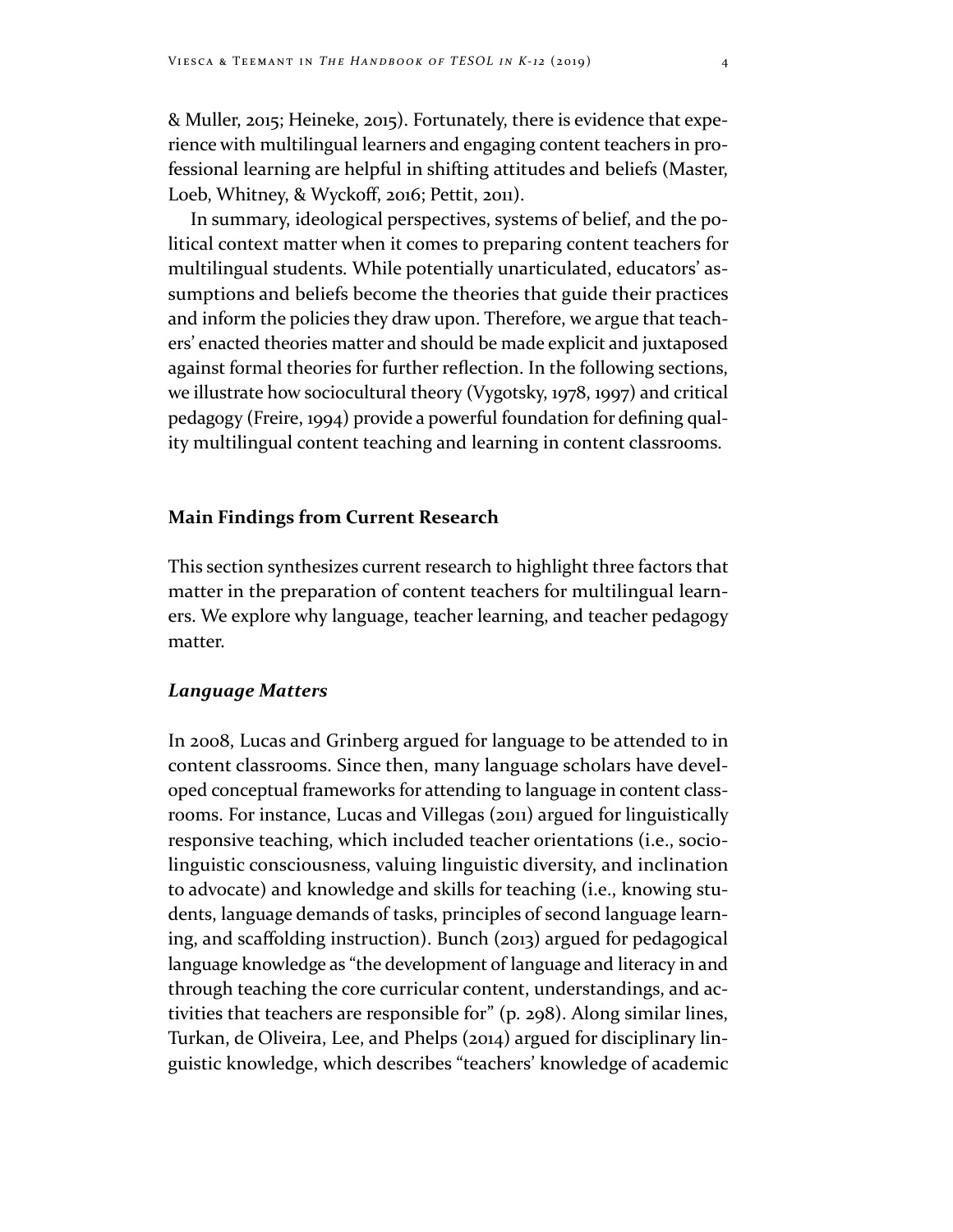& Muller, 2015; Heineke, 2015). Fortunately, there is evidence that experience with multilingual learners and engaging content teachers in professional learning are helpful in shifting attitudes and beliefs (Master, Loeb, Whitney, & Wyckoff, 2016; Pettit, 2011).

In summary, ideological perspectives, systems of belief, and the political context matter when it comes to preparing content teachers for multilingual students. While potentially unarticulated, educators' assumptions and beliefs become the theories that guide their practices and inform the policies they draw upon. Therefore, we argue that teachers' enacted theories matter and should be made explicit and juxtaposed against formal theories for further reflection. In the following sections, we illustrate how sociocultural theory (Vygotsky, 1978, 1997) and critical pedagogy (Freire, 1994) provide a powerful foundation for defining quality multilingual content teaching and learning in content classrooms.

## Main Findings from Current Research

This section synthesizes current research to highlight three factors that matter in the preparation of content teachers for multilingual learners. We explore why language, teacher learning, and teacher pedagogy matter.

### *Language Matters*

In 2008, Lucas and Grinberg argued for language to be attended to in content classrooms. Since then, many language scholars have developed conceptual frameworks for attending to language in content classrooms. For instance, Lucas and Villegas (2011) argued for linguistically responsive teaching, which included teacher orientations (i.e., sociolinguistic consciousness, valuing linguistic diversity, and inclination to advocate) and knowledge and skills for teaching (i.e., knowing students, language demands of tasks, principles of second language learning, and scaffolding instruction). Bunch (2013) argued for pedagogical language knowledge as "the development of language and literacy in and through teaching the core curricular content, understandings, and activities that teachers are responsible for" (p. 298). Along similar lines, Turkan, de Oliveira, Lee, and Phelps (2014) argued for disciplinary linguistic knowledge, which describes "teachers' knowledge of academic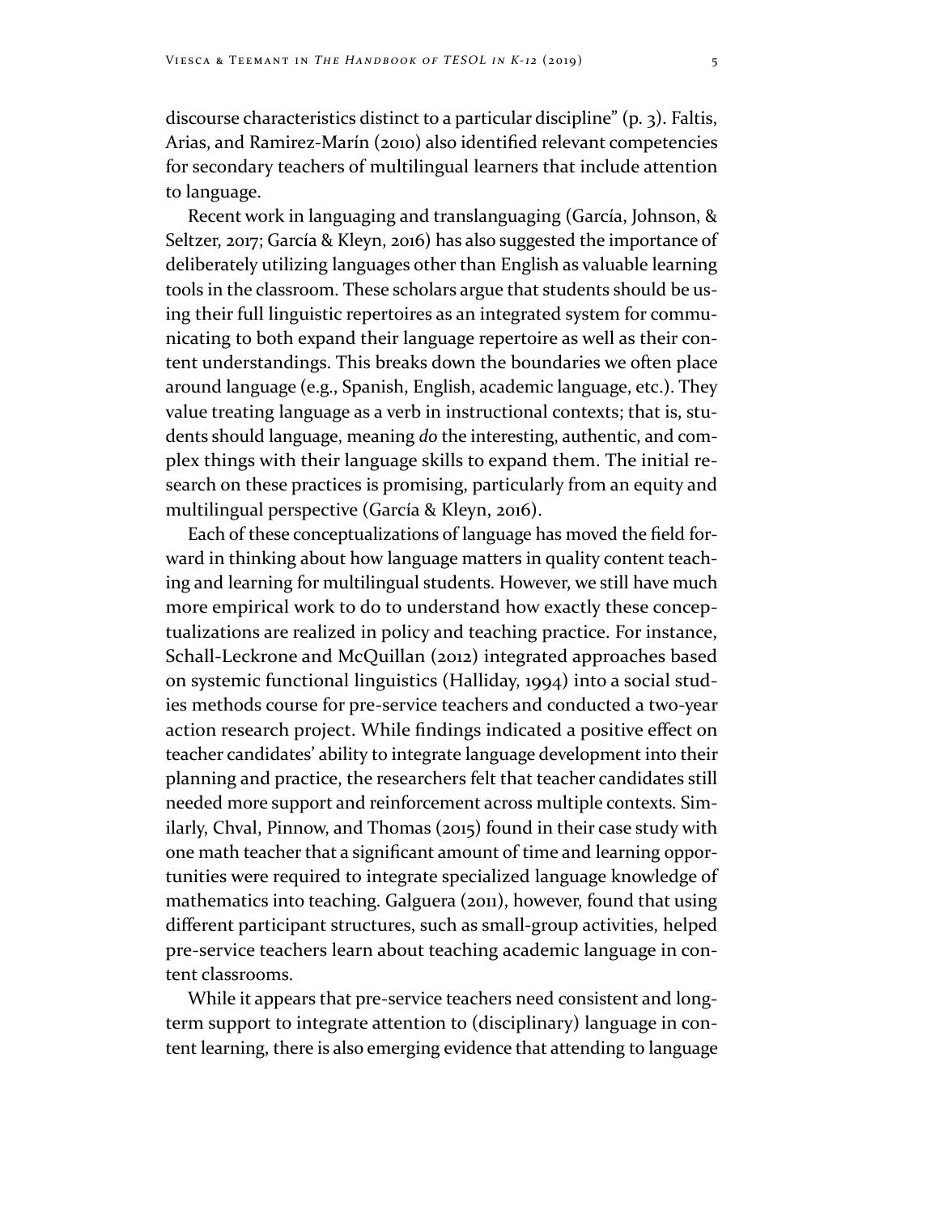discourse characteristics distinct to a particular discipline" (p. 3). Faltis, Arias, and Ramirez-Marín (2010) also identified relevant competencies for secondary teachers of multilingual learners that include attention to language.

Recent work in languaging and translanguaging (García, Johnson, & Seltzer, 2017; García & Kleyn, 2016) has also suggested the importance of deliberately utilizing languages other than English as valuable learning tools in the classroom. These scholars argue that students should be using their full linguistic repertoires as an integrated system for communicating to both expand their language repertoire as well as their content understandings. This breaks down the boundaries we often place around language (e.g., Spanish, English, academic language, etc.). They value treating language as a verb in instructional contexts; that is, students should language, meaning *do* the interesting, authentic, and complex things with their language skills to expand them. The initial research on these practices is promising, particularly from an equity and multilingual perspective (García & Kleyn, 2016).

Each of these conceptualizations of language has moved the field forward in thinking about how language matters in quality content teaching and learning for multilingual students. However, we still have much more empirical work to do to understand how exactly these conceptualizations are realized in policy and teaching practice. For instance, Schall-Leckrone and McQuillan (2012) integrated approaches based on systemic functional linguistics (Halliday, 1994) into a social studies methods course for pre-service teachers and conducted a two-year action research project. While findings indicated a positive effect on teacher candidates' ability to integrate language development into their planning and practice, the researchers felt that teacher candidates still needed more support and reinforcement across multiple contexts. Similarly, Chval, Pinnow, and Thomas (2015) found in their case study with one math teacher that a significant amount of time and learning opportunities were required to integrate specialized language knowledge of mathematics into teaching. Galguera (2011), however, found that using different participant structures, such as small-group activities, helped pre-service teachers learn about teaching academic language in content classrooms.

While it appears that pre-service teachers need consistent and long-term support to integrate attention to (disciplinary) language in content learning, there is also emerging evidence that attending to language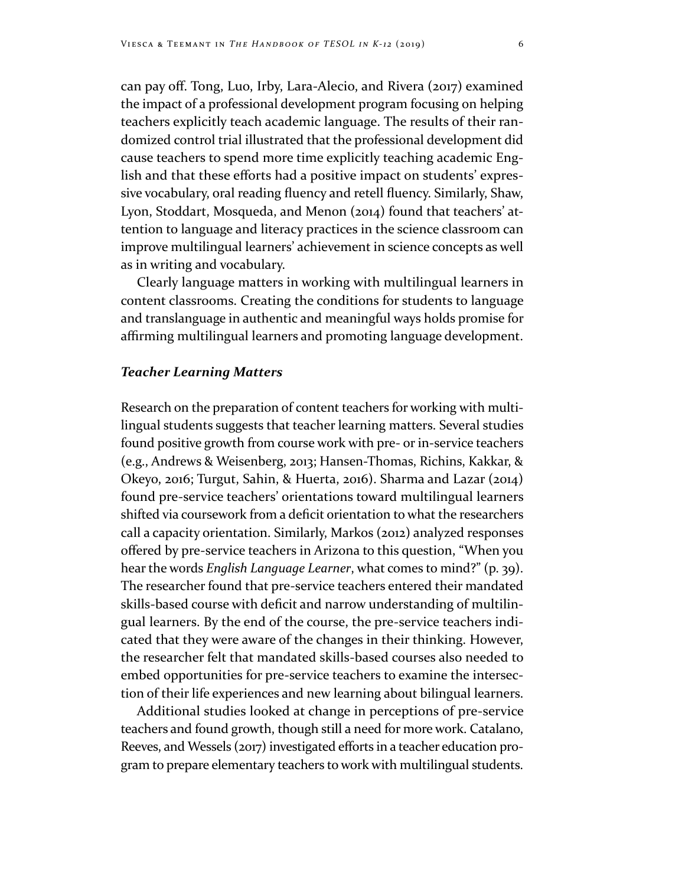can pay off. Tong, Luo, Irby, Lara-Alecio, and Rivera (2017) examined the impact of a professional development program focusing on helping teachers explicitly teach academic language. The results of their randomized control trial illustrated that the professional development did cause teachers to spend more time explicitly teaching academic English and that these efforts had a positive impact on students' expressive vocabulary, oral reading fluency and retell fluency. Similarly, Shaw, Lyon, Stoddart, Mosqueda, and Menon (2014) found that teachers' attention to language and literacy practices in the science classroom can improve multilingual learners' achievement in science concepts as well as in writing and vocabulary.

Clearly language matters in working with multilingual learners in content classrooms. Creating the conditions for students to language and translanguage in authentic and meaningful ways holds promise for affirming multilingual learners and promoting language development.

### *Teacher Learning Matters*

Research on the preparation of content teachers for working with multilingual students suggests that teacher learning matters. Several studies found positive growth from course work with pre- or in-service teachers (e.g., Andrews & Weisenberg, 2013; Hansen-Thomas, Richins, Kakkar, & Okeyo, 2016; Turgut, Sahin, & Huerta, 2016). Sharma and Lazar (2014) found pre-service teachers' orientations toward multilingual learners shifted via coursework from a deficit orientation to what the researchers call a capacity orientation. Similarly, Markos (2012) analyzed responses offered by pre-service teachers in Arizona to this question, "When you hear the words *English Language Learner*, what comes to mind?" (p. 39). The researcher found that pre-service teachers entered their mandated skills-based course with deficit and narrow understanding of multilingual learners. By the end of the course, the pre-service teachers indicated that they were aware of the changes in their thinking. However, the researcher felt that mandated skills-based courses also needed to embed opportunities for pre-service teachers to examine the intersection of their life experiences and new learning about bilingual learners.

Additional studies looked at change in perceptions of pre-service teachers and found growth, though still a need for more work. Catalano, Reeves, and Wessels (2017) investigated efforts in a teacher education program to prepare elementary teachers to work with multilingual students.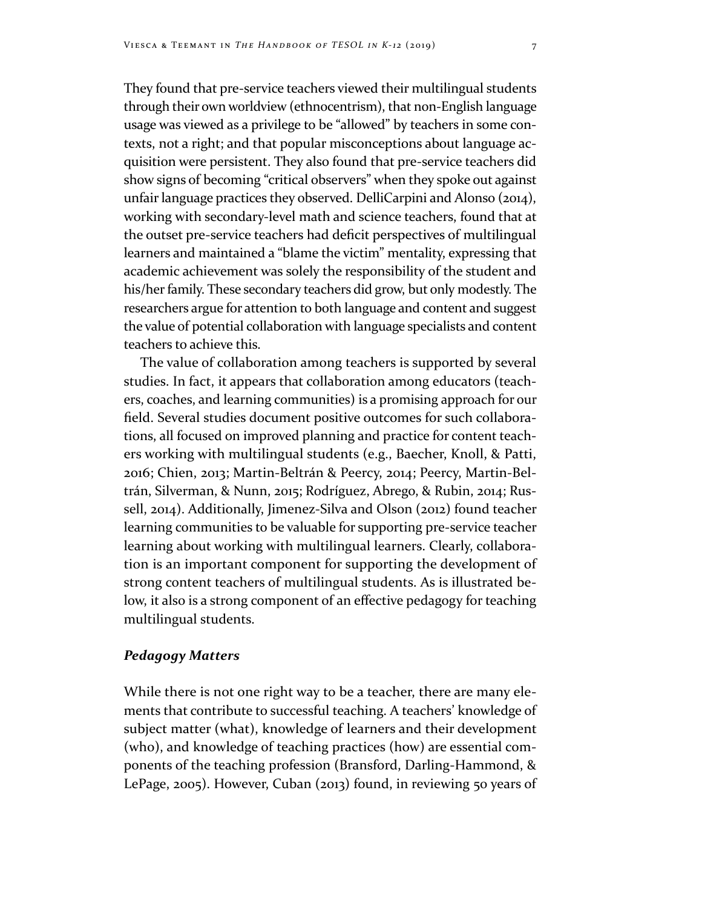They found that pre-service teachers viewed their multilingual students through their own worldview (ethnocentrism), that non-English language usage was viewed as a privilege to be "allowed" by teachers in some contexts, not a right; and that popular misconceptions about language acquisition were persistent. They also found that pre-service teachers did show signs of becoming "critical observers" when they spoke out against unfair language practices they observed. DelliCarpini and Alonso (2014), working with secondary-level math and science teachers, found that at the outset pre-service teachers had deficit perspectives of multilingual learners and maintained a "blame the victim" mentality, expressing that academic achievement was solely the responsibility of the student and his/her family. These secondary teachers did grow, but only modestly. The researchers argue for attention to both language and content and suggest the value of potential collaboration with language specialists and content teachers to achieve this.

The value of collaboration among teachers is supported by several studies. In fact, it appears that collaboration among educators (teachers, coaches, and learning communities) is a promising approach for our field. Several studies document positive outcomes for such collaborations, all focused on improved planning and practice for content teachers working with multilingual students (e.g., Baecher, Knoll, & Patti, 2016; Chien, 2013; Martin-Beltrán & Peercy, 2014; Peercy, Martin-Beltrán, Silverman, & Nunn, 2015; Rodríguez, Abrego, & Rubin, 2014; Russell, 2014). Additionally, Jimenez-Silva and Olson (2012) found teacher learning communities to be valuable for supporting pre-service teacher learning about working with multilingual learners. Clearly, collaboration is an important component for supporting the development of strong content teachers of multilingual students. As is illustrated below, it also is a strong component of an effective pedagogy for teaching multilingual students.

### *Pedagogy Matters*

While there is not one right way to be a teacher, there are many elements that contribute to successful teaching. A teachers' knowledge of subject matter (what), knowledge of learners and their development (who), and knowledge of teaching practices (how) are essential components of the teaching profession (Bransford, Darling-Hammond, & LePage, 2005). However, Cuban (2013) found, in reviewing 50 years of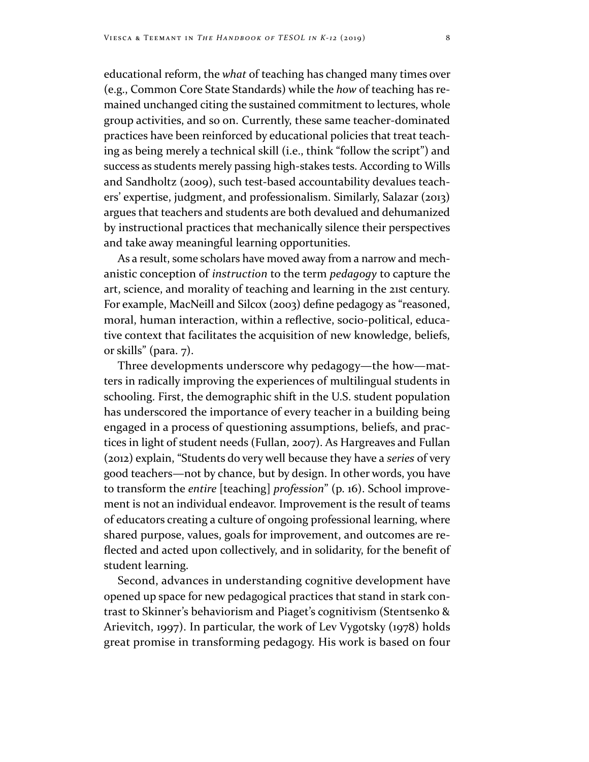educational reform, the *what* of teaching has changed many times over (e.g., Common Core State Standards) while the *how* of teaching has remained unchanged citing the sustained commitment to lectures, whole group activities, and so on. Currently, these same teacher-dominated practices have been reinforced by educational policies that treat teaching as being merely a technical skill (i.e., think "follow the script") and success as students merely passing high-stakes tests. According to Wills and Sandholtz (2009), such test-based accountability devalues teachers' expertise, judgment, and professionalism. Similarly, Salazar (2013) argues that teachers and students are both devalued and dehumanized by instructional practices that mechanically silence their perspectives and take away meaningful learning opportunities.

As a result, some scholars have moved away from a narrow and mechanistic conception of *instruction* to the term *pedagogy* to capture the art, science, and morality of teaching and learning in the 21st century. For example, MacNeill and Silcox (2003) define pedagogy as "reasoned, moral, human interaction, within a reflective, socio-political, educative context that facilitates the acquisition of new knowledge, beliefs, or skills" (para. 7).

Three developments underscore why pedagogy—the how—matters in radically improving the experiences of multilingual students in schooling. First, the demographic shift in the U.S. student population has underscored the importance of every teacher in a building being engaged in a process of questioning assumptions, beliefs, and practices in light of student needs (Fullan, 2007). As Hargreaves and Fullan (2012) explain, "Students do very well because they have a *series* of very good teachers—not by chance, but by design. In other words, you have to transform the *entire* [teaching] *profession*" (p. 16). School improvement is not an individual endeavor. Improvement is the result of teams of educators creating a culture of ongoing professional learning, where shared purpose, values, goals for improvement, and outcomes are reflected and acted upon collectively, and in solidarity, for the benefit of student learning.

Second, advances in understanding cognitive development have opened up space for new pedagogical practices that stand in stark contrast to Skinner's behaviorism and Piaget's cognitivism (Stentsenko & Arievitch, 1997). In particular, the work of Lev Vygotsky (1978) holds great promise in transforming pedagogy. His work is based on four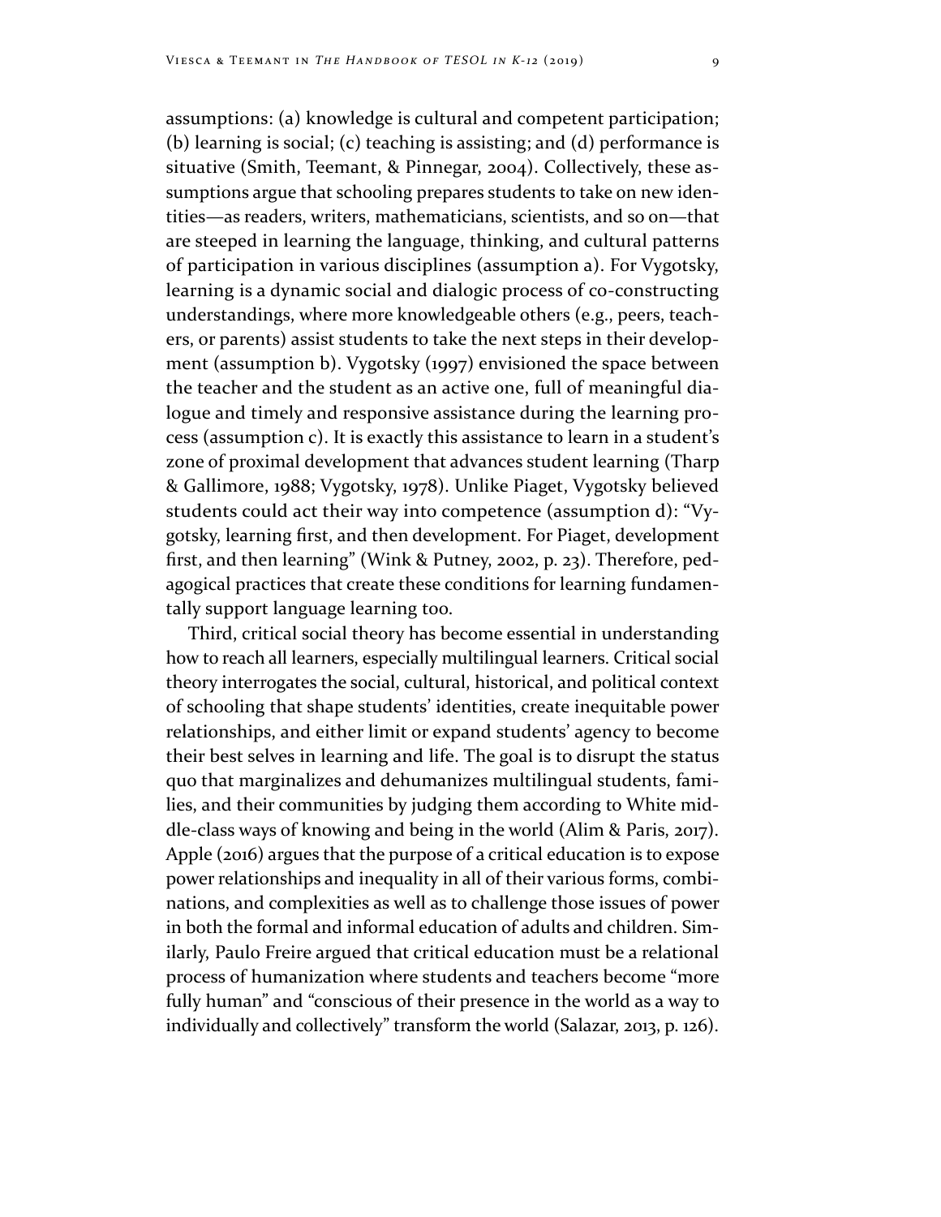assumptions: (a) knowledge is cultural and competent participation; (b) learning is social; (c) teaching is assisting; and (d) performance is situative (Smith, Teemant, & Pinnegar, 2004). Collectively, these assumptions argue that schooling prepares students to take on new identities—as readers, writers, mathematicians, scientists, and so on—that are steeped in learning the language, thinking, and cultural patterns of participation in various disciplines (assumption a). For Vygotsky, learning is a dynamic social and dialogic process of co-constructing understandings, where more knowledgeable others (e.g., peers, teachers, or parents) assist students to take the next steps in their development (assumption b). Vygotsky (1997) envisioned the space between the teacher and the student as an active one, full of meaningful dialogue and timely and responsive assistance during the learning process (assumption c). It is exactly this assistance to learn in a student's zone of proximal development that advances student learning (Tharp & Gallimore, 1988; Vygotsky, 1978). Unlike Piaget, Vygotsky believed students could act their way into competence (assumption d): "Vygotsky, learning first, and then development. For Piaget, development first, and then learning" (Wink & Putney, 2002, p. 23). Therefore, pedagogical practices that create these conditions for learning fundamentally support language learning too.

Third, critical social theory has become essential in understanding how to reach all learners, especially multilingual learners. Critical social theory interrogates the social, cultural, historical, and political context of schooling that shape students' identities, create inequitable power relationships, and either limit or expand students' agency to become their best selves in learning and life. The goal is to disrupt the status quo that marginalizes and dehumanizes multilingual students, families, and their communities by judging them according to White middle-class ways of knowing and being in the world (Alim & Paris, 2017). Apple (2016) argues that the purpose of a critical education is to expose power relationships and inequality in all of their various forms, combinations, and complexities as well as to challenge those issues of power in both the formal and informal education of adults and children. Similarly, Paulo Freire argued that critical education must be a relational process of humanization where students and teachers become "more fully human" and "conscious of their presence in the world as a way to individually and collectively" transform the world (Salazar, 2013, p. 126).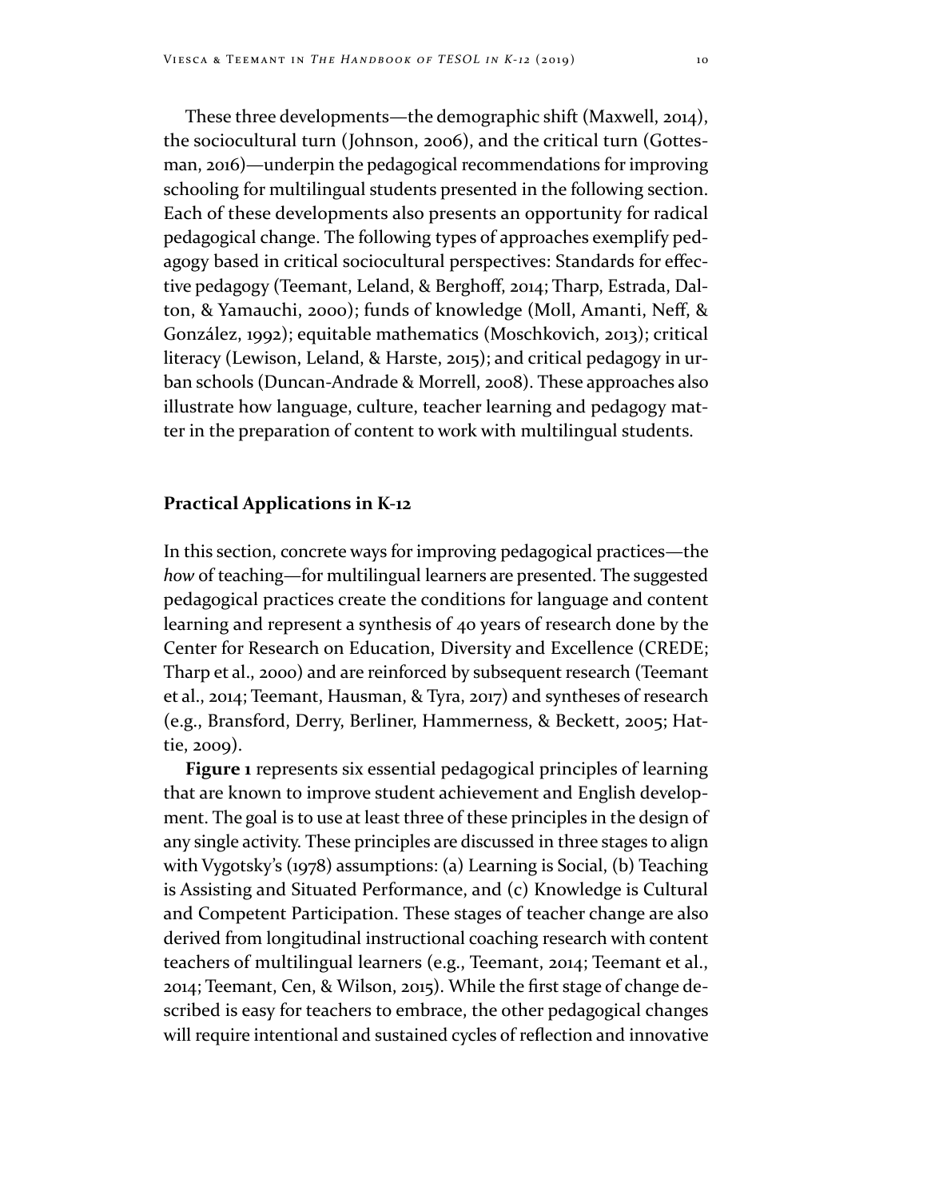These three developments—the demographic shift (Maxwell, 2014), the sociocultural turn (Johnson, 2006), and the critical turn (Gottesman, 2016)—underpin the pedagogical recommendations for improving schooling for multilingual students presented in the following section. Each of these developments also presents an opportunity for radical pedagogical change. The following types of approaches exemplify pedagogy based in critical sociocultural perspectives: Standards for effective pedagogy (Teemant, Leland, & Berghoff, 2014; Tharp, Estrada, Dalton, & Yamauchi, 2000); funds of knowledge (Moll, Amanti, Neff, & González, 1992); equitable mathematics (Moschkovich, 2013); critical literacy (Lewison, Leland, & Harste, 2015); and critical pedagogy in urban schools (Duncan-Andrade & Morrell, 2008). These approaches also illustrate how language, culture, teacher learning and pedagogy matter in the preparation of content to work with multilingual students.

## Practical Applications in K-12

In this section, concrete ways for improving pedagogical practices—the *how* of teaching—for multilingual learners are presented. The suggested pedagogical practices create the conditions for language and content learning and represent a synthesis of 40 years of research done by the Center for Research on Education, Diversity and Excellence (CREDE; Tharp et al., 2000) and are reinforced by subsequent research (Teemant et al., 2014; Teemant, Hausman, & Tyra, 2017) and syntheses of research (e.g., Bransford, Derry, Berliner, Hammerness, & Beckett, 2005; Hattie, 2009).

**Figure 1** represents six essential pedagogical principles of learning that are known to improve student achievement and English development. The goal is to use at least three of these principles in the design of any single activity. These principles are discussed in three stages to align with Vygotsky's (1978) assumptions: (a) Learning is Social, (b) Teaching is Assisting and Situated Performance, and (c) Knowledge is Cultural and Competent Participation. These stages of teacher change are also derived from longitudinal instructional coaching research with content teachers of multilingual learners (e.g., Teemant, 2014; Teemant et al., 2014; Teemant, Cen, & Wilson, 2015). While the first stage of change described is easy for teachers to embrace, the other pedagogical changes will require intentional and sustained cycles of reflection and innovative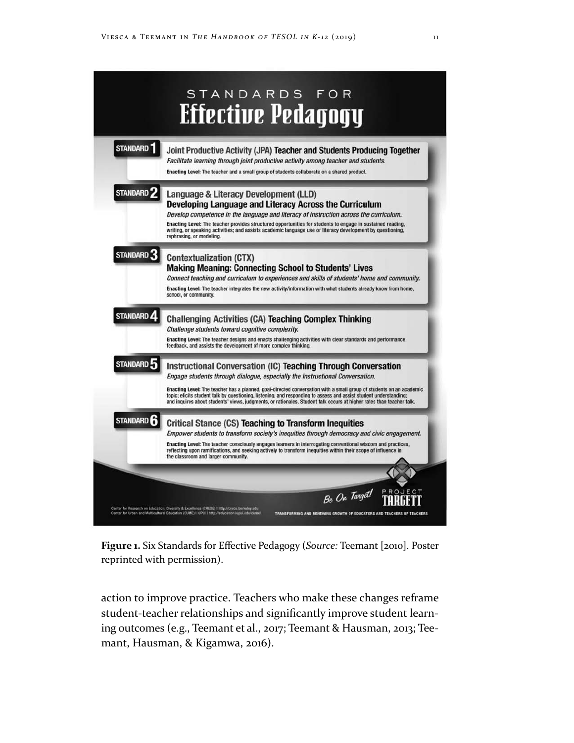# STANDARDS FOR Effective Pedagogy

**STANDARD 1**

**Joint Productive Activity (JPA) Teacher and Students Producing Together**

*Facilitate learning through joint productive activity among teacher and students.*

**Enacting Level:** The teacher and a small group of students collaborate on a shared product.

**STANDARD 2**

**Language & Literacy Development (LLD)**
**Developing Language and Literacy Across the Curriculum**

*Develop competence in the language and literacy of instruction across the curriculum.*

**Enacting Level:** The teacher provides structured opportunities for students to engage in sustained reading, writing, or speaking activities; and assists academic language use or literacy development by questioning, rephrasing, or modeling.

**STANDARD 3**

**Contextualization (CTX)**
**Making Meaning: Connecting School to Students' Lives**

*Connect teaching and curriculum to experiences and skills of students' home and community.*

**Enacting Level:** The teacher integrates the new activity/information with what students already know from home, school, or community.

**STANDARD 4**

**Challenging Activities (CA) Teaching Complex Thinking**

*Challenge students toward cognitive complexity.*

**Enacting Level:** The teacher designs and enacts challenging activities with clear standards and performance feedback, and assists the development of more complex thinking.

**STANDARD 5**

**Instructional Conversation (IC) Teaching Through Conversation**

*Engage students through dialogue, especially the Instructional Conversation.*

**Enacting Level:** The teacher has a planned, goal-directed conversation with a small group of students on an academic topic; elicits student talk by questioning, listening, and responding to assess and assist student understanding; and inquires about students' views, judgments, or rationales. Student talk occurs at higher rates than teacher talk.

**STANDARD 6**

**Critical Stance (CS) Teaching to Transform Inequities**

*Empower students to transform society's inequities through democracy and civic engagement.*

**Enacting Level:** The teacher consciously engages learners in interrogating conventional wisdom and practices, reflecting upon ramifications, and seeking actively to transform inequities within their scope of influence in the classroom and larger community.

Center for Research on Education, Diversity & Excellence (CREDE) | http://crede.berkeley.edu
Center for Urban and Multicultural Education (CUME) | IUPUI | http://education.iupui.edu/cume/

Be On Target! PROJECT TARGETT
TRANSFORMING AND RENEWING GROWTH OF EDUCATORS AND TEACHERS OF TEACHERS

**Figure 1.** Six Standards for Effective Pedagogy (*Source:* Teemant [2010]. Poster reprinted with permission).

action to improve practice. Teachers who make these changes reframe student-teacher relationships and significantly improve student learning outcomes (e.g., Teemant et al., 2017; Teemant & Hausman, 2013; Teemant, Hausman, & Kigamwa, 2016).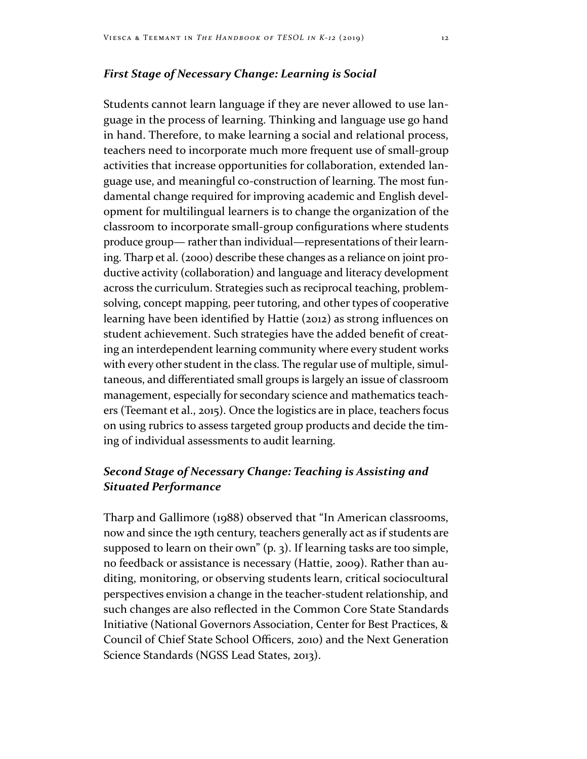### *First Stage of Necessary Change: Learning is Social*

Students cannot learn language if they are never allowed to use language in the process of learning. Thinking and language use go hand in hand. Therefore, to make learning a social and relational process, teachers need to incorporate much more frequent use of small-group activities that increase opportunities for collaboration, extended language use, and meaningful co-construction of learning. The most fundamental change required for improving academic and English development for multilingual learners is to change the organization of the classroom to incorporate small-group configurations where students produce group— rather than individual—representations of their learning. Tharp et al. (2000) describe these changes as a reliance on joint productive activity (collaboration) and language and literacy development across the curriculum. Strategies such as reciprocal teaching, problem-solving, concept mapping, peer tutoring, and other types of cooperative learning have been identified by Hattie (2012) as strong influences on student achievement. Such strategies have the added benefit of creating an interdependent learning community where every student works with every other student in the class. The regular use of multiple, simultaneous, and differentiated small groups is largely an issue of classroom management, especially for secondary science and mathematics teachers (Teemant et al., 2015). Once the logistics are in place, teachers focus on using rubrics to assess targeted group products and decide the timing of individual assessments to audit learning.

### *Second Stage of Necessary Change: Teaching is Assisting and Situated Performance*

Tharp and Gallimore (1988) observed that "In American classrooms, now and since the 19th century, teachers generally act as if students are supposed to learn on their own" (p. 3). If learning tasks are too simple, no feedback or assistance is necessary (Hattie, 2009). Rather than auditing, monitoring, or observing students learn, critical sociocultural perspectives envision a change in the teacher-student relationship, and such changes are also reflected in the Common Core State Standards Initiative (National Governors Association, Center for Best Practices, & Council of Chief State School Officers, 2010) and the Next Generation Science Standards (NGSS Lead States, 2013).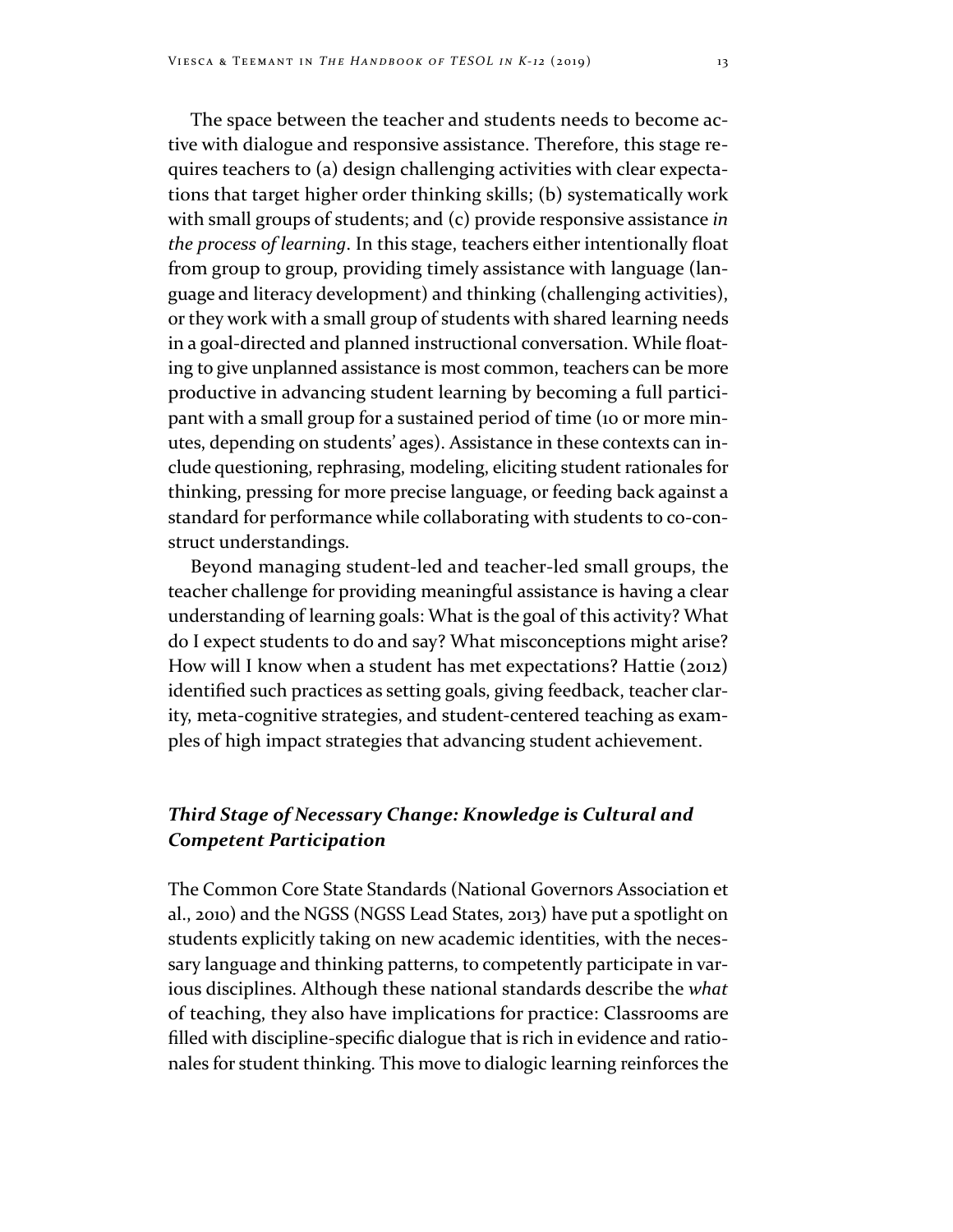The space between the teacher and students needs to become active with dialogue and responsive assistance. Therefore, this stage requires teachers to (a) design challenging activities with clear expectations that target higher order thinking skills; (b) systematically work with small groups of students; and (c) provide responsive assistance *in the process of learning*. In this stage, teachers either intentionally float from group to group, providing timely assistance with language (language and literacy development) and thinking (challenging activities), or they work with a small group of students with shared learning needs in a goal-directed and planned instructional conversation. While floating to give unplanned assistance is most common, teachers can be more productive in advancing student learning by becoming a full participant with a small group for a sustained period of time (10 or more minutes, depending on students' ages). Assistance in these contexts can include questioning, rephrasing, modeling, eliciting student rationales for thinking, pressing for more precise language, or feeding back against a standard for performance while collaborating with students to co-construct understandings.

Beyond managing student-led and teacher-led small groups, the teacher challenge for providing meaningful assistance is having a clear understanding of learning goals: What is the goal of this activity? What do I expect students to do and say? What misconceptions might arise? How will I know when a student has met expectations? Hattie (2012) identified such practices as setting goals, giving feedback, teacher clarity, meta-cognitive strategies, and student-centered teaching as examples of high impact strategies that advancing student achievement.

### *Third Stage of Necessary Change: Knowledge is Cultural and Competent Participation*

The Common Core State Standards (National Governors Association et al., 2010) and the NGSS (NGSS Lead States, 2013) have put a spotlight on students explicitly taking on new academic identities, with the necessary language and thinking patterns, to competently participate in various disciplines. Although these national standards describe the *what* of teaching, they also have implications for practice: Classrooms are filled with discipline-specific dialogue that is rich in evidence and rationales for student thinking. This move to dialogic learning reinforces the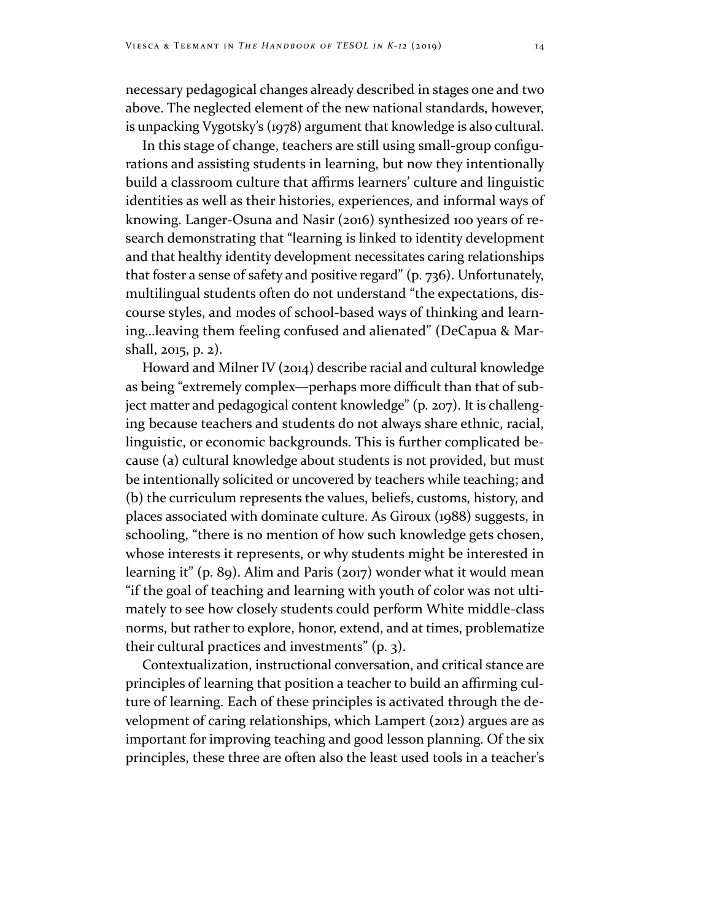necessary pedagogical changes already described in stages one and two above. The neglected element of the new national standards, however, is unpacking Vygotsky's (1978) argument that knowledge is also cultural.

In this stage of change, teachers are still using small-group configurations and assisting students in learning, but now they intentionally build a classroom culture that affirms learners' culture and linguistic identities as well as their histories, experiences, and informal ways of knowing. Langer-Osuna and Nasir (2016) synthesized 100 years of research demonstrating that "learning is linked to identity development and that healthy identity development necessitates caring relationships that foster a sense of safety and positive regard" (p. 736). Unfortunately, multilingual students often do not understand "the expectations, discourse styles, and modes of school-based ways of thinking and learning…leaving them feeling confused and alienated" (DeCapua & Marshall, 2015, p. 2).

Howard and Milner IV (2014) describe racial and cultural knowledge as being "extremely complex—perhaps more difficult than that of subject matter and pedagogical content knowledge" (p. 207). It is challenging because teachers and students do not always share ethnic, racial, linguistic, or economic backgrounds. This is further complicated because (a) cultural knowledge about students is not provided, but must be intentionally solicited or uncovered by teachers while teaching; and (b) the curriculum represents the values, beliefs, customs, history, and places associated with dominate culture. As Giroux (1988) suggests, in schooling, "there is no mention of how such knowledge gets chosen, whose interests it represents, or why students might be interested in learning it" (p. 89). Alim and Paris (2017) wonder what it would mean "if the goal of teaching and learning with youth of color was not ultimately to see how closely students could perform White middle-class norms, but rather to explore, honor, extend, and at times, problematize their cultural practices and investments" (p. 3).

Contextualization, instructional conversation, and critical stance are principles of learning that position a teacher to build an affirming culture of learning. Each of these principles is activated through the development of caring relationships, which Lampert (2012) argues are as important for improving teaching and good lesson planning. Of the six principles, these three are often also the least used tools in a teacher's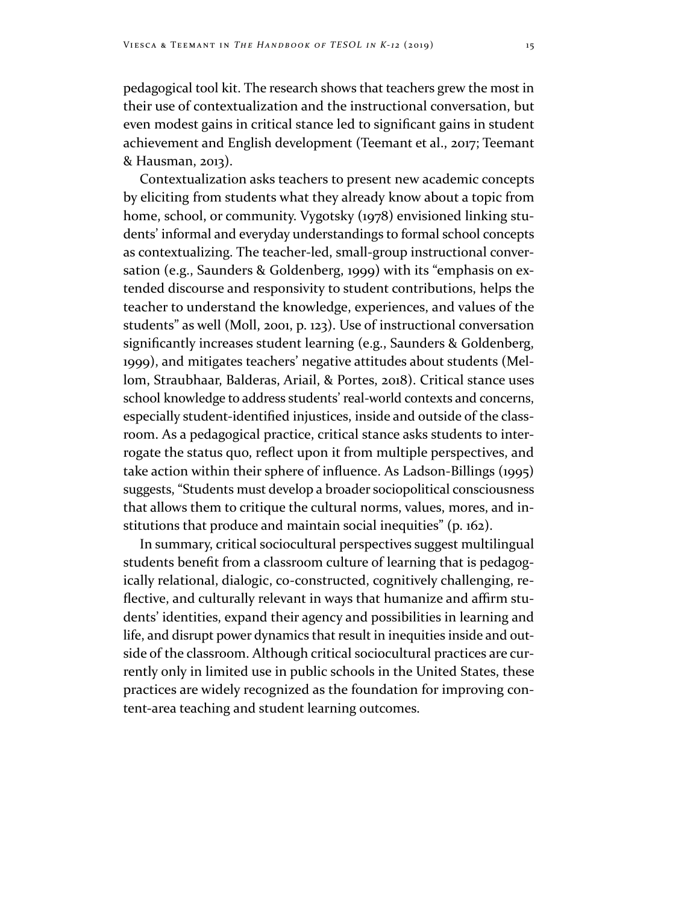pedagogical tool kit. The research shows that teachers grew the most in their use of contextualization and the instructional conversation, but even modest gains in critical stance led to significant gains in student achievement and English development (Teemant et al., 2017; Teemant & Hausman, 2013).

Contextualization asks teachers to present new academic concepts by eliciting from students what they already know about a topic from home, school, or community. Vygotsky (1978) envisioned linking students' informal and everyday understandings to formal school concepts as contextualizing. The teacher-led, small-group instructional conversation (e.g., Saunders & Goldenberg, 1999) with its "emphasis on extended discourse and responsivity to student contributions, helps the teacher to understand the knowledge, experiences, and values of the students" as well (Moll, 2001, p. 123). Use of instructional conversation significantly increases student learning (e.g., Saunders & Goldenberg, 1999), and mitigates teachers' negative attitudes about students (Mellom, Straubhaar, Balderas, Ariail, & Portes, 2018). Critical stance uses school knowledge to address students' real-world contexts and concerns, especially student-identified injustices, inside and outside of the classroom. As a pedagogical practice, critical stance asks students to interrogate the status quo, reflect upon it from multiple perspectives, and take action within their sphere of influence. As Ladson-Billings (1995) suggests, "Students must develop a broader sociopolitical consciousness that allows them to critique the cultural norms, values, mores, and institutions that produce and maintain social inequities" (p. 162).

In summary, critical sociocultural perspectives suggest multilingual students benefit from a classroom culture of learning that is pedagogically relational, dialogic, co-constructed, cognitively challenging, reflective, and culturally relevant in ways that humanize and affirm students' identities, expand their agency and possibilities in learning and life, and disrupt power dynamics that result in inequities inside and outside of the classroom. Although critical sociocultural practices are currently only in limited use in public schools in the United States, these practices are widely recognized as the foundation for improving content-area teaching and student learning outcomes.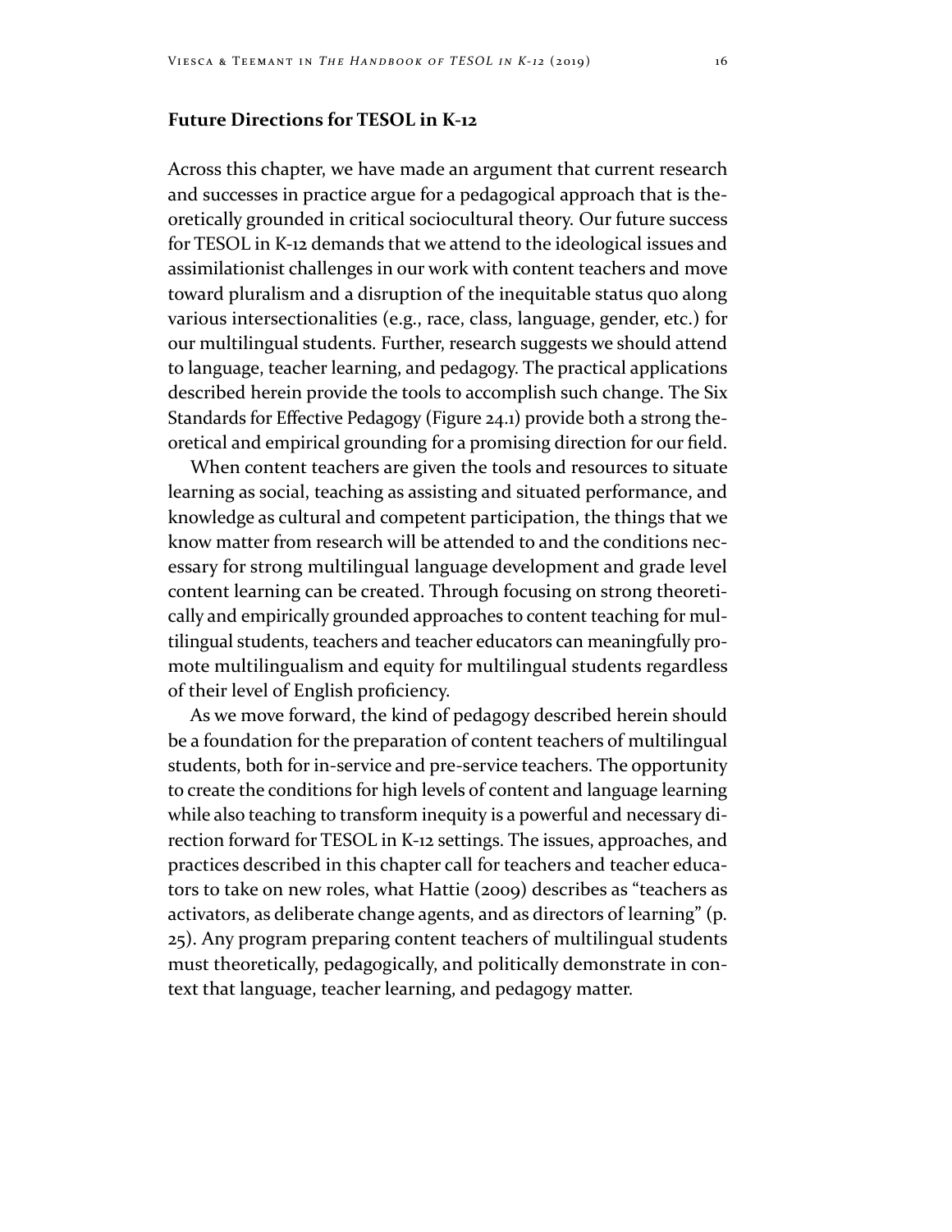## Future Directions for TESOL in K-12

Across this chapter, we have made an argument that current research and successes in practice argue for a pedagogical approach that is theoretically grounded in critical sociocultural theory. Our future success for TESOL in K-12 demands that we attend to the ideological issues and assimilationist challenges in our work with content teachers and move toward pluralism and a disruption of the inequitable status quo along various intersectionalities (e.g., race, class, language, gender, etc.) for our multilingual students. Further, research suggests we should attend to language, teacher learning, and pedagogy. The practical applications described herein provide the tools to accomplish such change. The Six Standards for Effective Pedagogy (Figure 24.1) provide both a strong theoretical and empirical grounding for a promising direction for our field.

When content teachers are given the tools and resources to situate learning as social, teaching as assisting and situated performance, and knowledge as cultural and competent participation, the things that we know matter from research will be attended to and the conditions necessary for strong multilingual language development and grade level content learning can be created. Through focusing on strong theoretically and empirically grounded approaches to content teaching for multilingual students, teachers and teacher educators can meaningfully promote multilingualism and equity for multilingual students regardless of their level of English proficiency.

As we move forward, the kind of pedagogy described herein should be a foundation for the preparation of content teachers of multilingual students, both for in-service and pre-service teachers. The opportunity to create the conditions for high levels of content and language learning while also teaching to transform inequity is a powerful and necessary direction forward for TESOL in K-12 settings. The issues, approaches, and practices described in this chapter call for teachers and teacher educators to take on new roles, what Hattie (2009) describes as "teachers as activators, as deliberate change agents, and as directors of learning" (p. 25). Any program preparing content teachers of multilingual students must theoretically, pedagogically, and politically demonstrate in context that language, teacher learning, and pedagogy matter.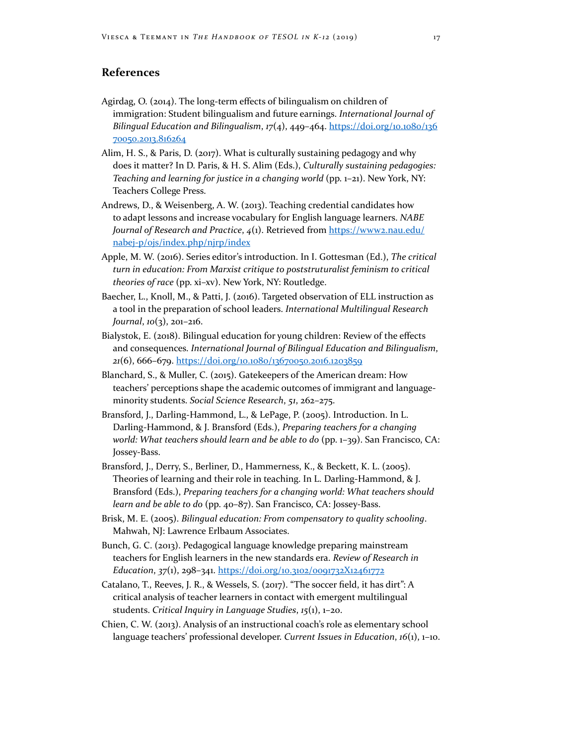## References

Agirdag, O. (2014). The long-term effects of bilingualism on children of immigration: Student bilingualism and future earnings. *International Journal of Bilingual Education and Bilingualism*, *17*(4), 449–464. https://doi.org/10.1080/13670050.2013.816264

Alim, H. S., & Paris, D. (2017). What is culturally sustaining pedagogy and why does it matter? In D. Paris, & H. S. Alim (Eds.), *Culturally sustaining pedagogies: Teaching and learning for justice in a changing world* (pp. 1–21). New York, NY: Teachers College Press.

Andrews, D., & Weisenberg, A. W. (2013). Teaching credential candidates how to adapt lessons and increase vocabulary for English language learners. *NABE Journal of Research and Practice*, *4*(1). Retrieved from https://www2.nau.edu/nabej-p/ojs/index.php/njrp/index

Apple, M. W. (2016). Series editor's introduction. In I. Gottesman (Ed.), *The critical turn in education: From Marxist critique to poststruturalist feminism to critical theories of race* (pp. xi–xv). New York, NY: Routledge.

Baecher, L., Knoll, M., & Patti, J. (2016). Targeted observation of ELL instruction as a tool in the preparation of school leaders. *International Multilingual Research Journal*, *10*(3), 201–216.

Bialystok, E. (2018). Bilingual education for young children: Review of the effects and consequences. *International Journal of Bilingual Education and Bilingualism*, *21*(6), 666–679. https://doi.org/10.1080/13670050.2016.1203859

Blanchard, S., & Muller, C. (2015). Gatekeepers of the American dream: How teachers' perceptions shape the academic outcomes of immigrant and language-minority students. *Social Science Research*, *51*, 262–275.

Bransford, J., Darling-Hammond, L., & LePage, P. (2005). Introduction. In L. Darling-Hammond, & J. Bransford (Eds.), *Preparing teachers for a changing world: What teachers should learn and be able to do* (pp. 1–39). San Francisco, CA: Jossey-Bass.

Bransford, J., Derry, S., Berliner, D., Hammerness, K., & Beckett, K. L. (2005). Theories of learning and their role in teaching. In L. Darling-Hammond, & J. Bransford (Eds.), *Preparing teachers for a changing world: What teachers should learn and be able to do* (pp. 40–87). San Francisco, CA: Jossey-Bass.

Brisk, M. E. (2005). *Bilingual education: From compensatory to quality schooling*. Mahwah, NJ: Lawrence Erlbaum Associates.

Bunch, G. C. (2013). Pedagogical language knowledge preparing mainstream teachers for English learners in the new standards era. *Review of Research in Education*, *37*(1), 298–341. https://doi.org/10.3102/0091732X12461772

Catalano, T., Reeves, J. R., & Wessels, S. (2017). "The soccer field, it has dirt": A critical analysis of teacher learners in contact with emergent multilingual students. *Critical Inquiry in Language Studies*, *15*(1), 1–20.

Chien, C. W. (2013). Analysis of an instructional coach's role as elementary school language teachers' professional developer. *Current Issues in Education*, *16*(1), 1–10.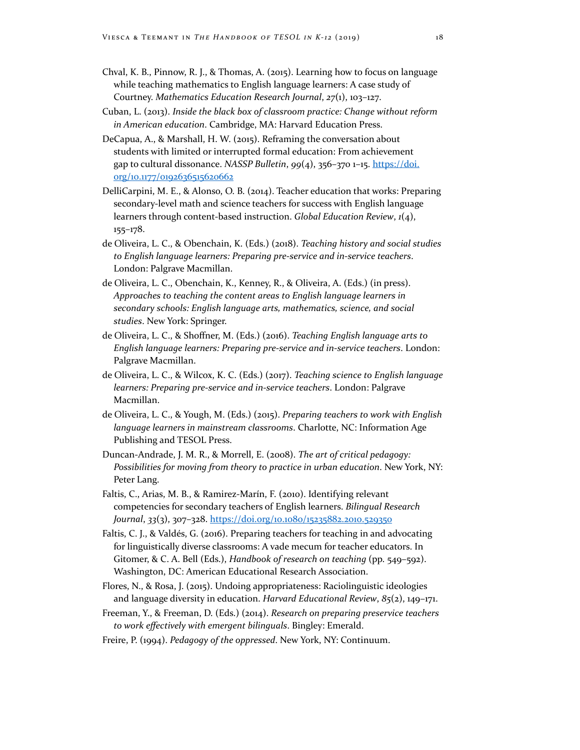Chval, K. B., Pinnow, R. J., & Thomas, A. (2015). Learning how to focus on language while teaching mathematics to English language learners: A case study of Courtney. *Mathematics Education Research Journal*, *27*(1), 103–127.

Cuban, L. (2013). *Inside the black box of classroom practice: Change without reform in American education*. Cambridge, MA: Harvard Education Press.

DeCapua, A., & Marshall, H. W. (2015). Reframing the conversation about students with limited or interrupted formal education: From achievement gap to cultural dissonance. *NASSP Bulletin*, *99*(4), 356–370 1–15. [https://doi.org/10.1177/0192636515620662](https://doi.org/10.1177/0192636515620662)

DelliCarpini, M. E., & Alonso, O. B. (2014). Teacher education that works: Preparing secondary-level math and science teachers for success with English language learners through content-based instruction. *Global Education Review*, *1*(4), 155–178.

de Oliveira, L. C., & Obenchain, K. (Eds.) (2018). *Teaching history and social studies to English language learners: Preparing pre-service and in-service teachers*. London: Palgrave Macmillan.

de Oliveira, L. C., Obenchain, K., Kenney, R., & Oliveira, A. (Eds.) (in press). *Approaches to teaching the content areas to English language learners in secondary schools: English language arts, mathematics, science, and social studies*. New York: Springer.

de Oliveira, L. C., & Shoffner, M. (Eds.) (2016). *Teaching English language arts to English language learners: Preparing pre-service and in-service teachers*. London: Palgrave Macmillan.

de Oliveira, L. C., & Wilcox, K. C. (Eds.) (2017). *Teaching science to English language learners: Preparing pre-service and in-service teachers*. London: Palgrave Macmillan.

de Oliveira, L. C., & Yough, M. (Eds.) (2015). *Preparing teachers to work with English language learners in mainstream classrooms*. Charlotte, NC: Information Age Publishing and TESOL Press.

Duncan-Andrade, J. M. R., & Morrell, E. (2008). *The art of critical pedagogy: Possibilities for moving from theory to practice in urban education*. New York, NY: Peter Lang.

Faltis, C., Arias, M. B., & Ramirez-Marín, F. (2010). Identifying relevant competencies for secondary teachers of English learners. *Bilingual Research Journal*, *33*(3), 307–328. [https://doi.org/10.1080/15235882.2010.529350](https://doi.org/10.1080/15235882.2010.529350)

Faltis, C. J., & Valdés, G. (2016). Preparing teachers for teaching in and advocating for linguistically diverse classrooms: A vade mecum for teacher educators. In Gitomer, & C. A. Bell (Eds.), *Handbook of research on teaching* (pp. 549–592). Washington, DC: American Educational Research Association.

Flores, N., & Rosa, J. (2015). Undoing appropriateness: Raciolinguistic ideologies and language diversity in education. *Harvard Educational Review*, *85*(2), 149–171.

Freeman, Y., & Freeman, D. (Eds.) (2014). *Research on preparing preservice teachers to work effectively with emergent bilinguals*. Bingley: Emerald.

Freire, P. (1994). *Pedagogy of the oppressed*. New York, NY: Continuum.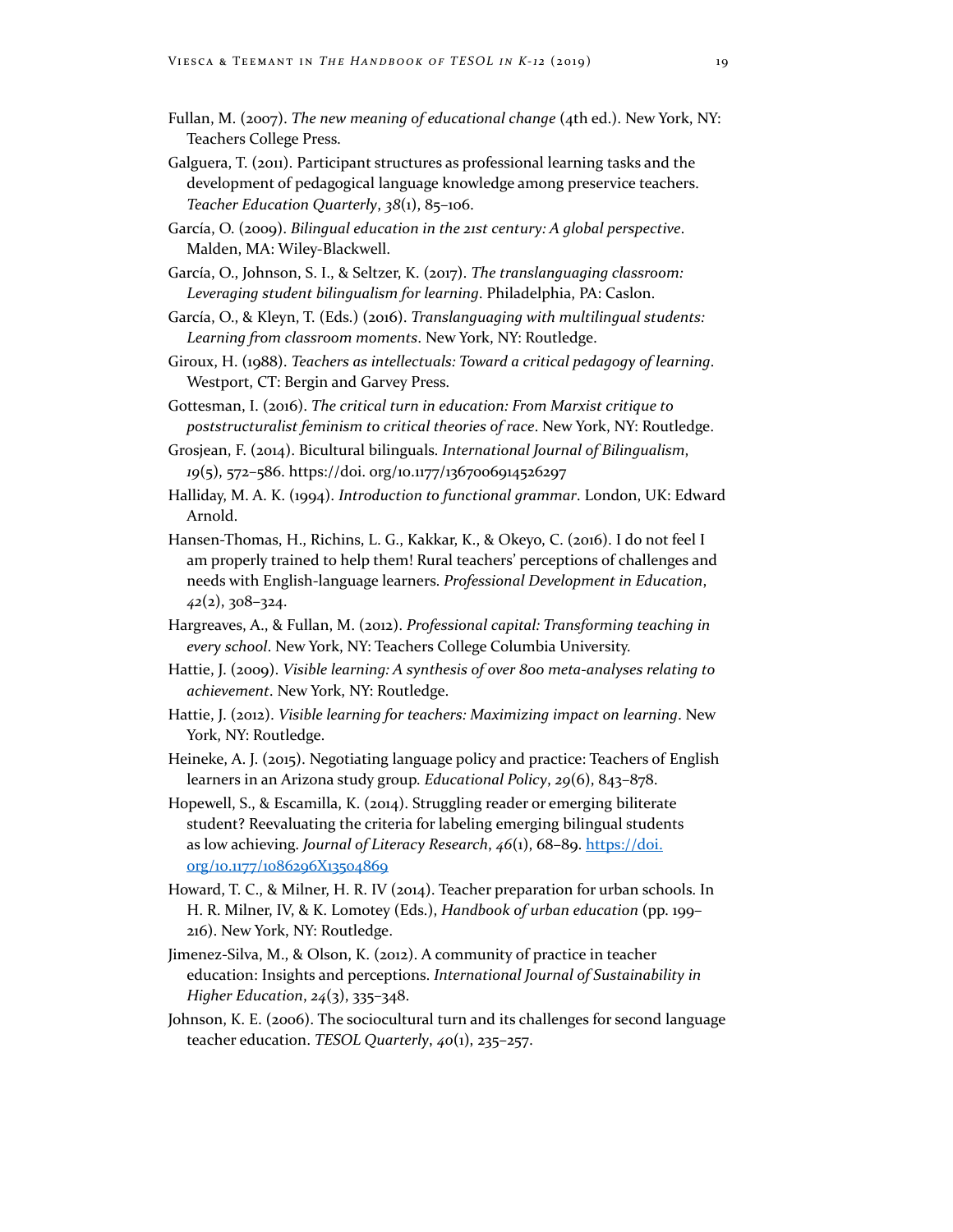Fullan, M. (2007). *The new meaning of educational change* (4th ed.). New York, NY: Teachers College Press.

Galguera, T. (2011). Participant structures as professional learning tasks and the development of pedagogical language knowledge among preservice teachers. *Teacher Education Quarterly*, *38*(1), 85–106.

García, O. (2009). *Bilingual education in the 21st century: A global perspective*. Malden, MA: Wiley-Blackwell.

García, O., Johnson, S. I., & Seltzer, K. (2017). *The translanguaging classroom: Leveraging student bilingualism for learning*. Philadelphia, PA: Caslon.

García, O., & Kleyn, T. (Eds.) (2016). *Translanguaging with multilingual students: Learning from classroom moments*. New York, NY: Routledge.

Giroux, H. (1988). *Teachers as intellectuals: Toward a critical pedagogy of learning*. Westport, CT: Bergin and Garvey Press.

Gottesman, I. (2016). *The critical turn in education: From Marxist critique to poststructuralist feminism to critical theories of race*. New York, NY: Routledge.

Grosjean, F. (2014). Bicultural bilinguals. *International Journal of Bilingualism*, *19*(5), 572–586. https://doi. org/10.1177/1367006914526297

Halliday, M. A. K. (1994). *Introduction to functional grammar*. London, UK: Edward Arnold.

Hansen-Thomas, H., Richins, L. G., Kakkar, K., & Okeyo, C. (2016). I do not feel I am properly trained to help them! Rural teachers' perceptions of challenges and needs with English-language learners. *Professional Development in Education*, *42*(2), 308–324.

Hargreaves, A., & Fullan, M. (2012). *Professional capital: Transforming teaching in every school*. New York, NY: Teachers College Columbia University.

Hattie, J. (2009). *Visible learning: A synthesis of over 800 meta-analyses relating to achievement*. New York, NY: Routledge.

Hattie, J. (2012). *Visible learning for teachers: Maximizing impact on learning*. New York, NY: Routledge.

Heineke, A. J. (2015). Negotiating language policy and practice: Teachers of English learners in an Arizona study group. *Educational Policy*, *29*(6), 843–878.

Hopewell, S., & Escamilla, K. (2014). Struggling reader or emerging biliterate student? Reevaluating the criteria for labeling emerging bilingual students as low achieving. *Journal of Literacy Research*, *46*(1), 68–89. [https://doi.org/10.1177/1086296X13504869](https://doi.org/10.1177/1086296X13504869)

Howard, T. C., & Milner, H. R. IV (2014). Teacher preparation for urban schools. In H. R. Milner, IV, & K. Lomotey (Eds.), *Handbook of urban education* (pp. 199–216). New York, NY: Routledge.

Jimenez-Silva, M., & Olson, K. (2012). A community of practice in teacher education: Insights and perceptions. *International Journal of Sustainability in Higher Education*, *24*(3), 335–348.

Johnson, K. E. (2006). The sociocultural turn and its challenges for second language teacher education. *TESOL Quarterly*, *40*(1), 235–257.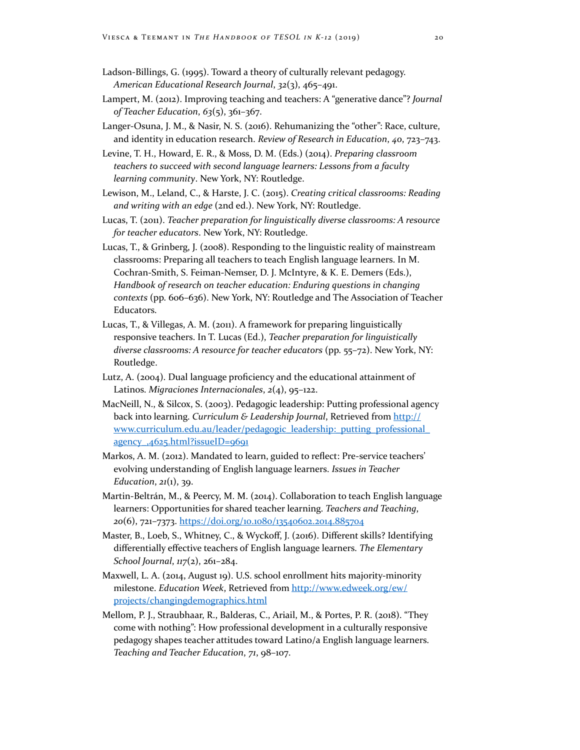Ladson-Billings, G. (1995). Toward a theory of culturally relevant pedagogy. *American Educational Research Journal, 32*(3), 465–491.

Lampert, M. (2012). Improving teaching and teachers: A "generative dance"? *Journal of Teacher Education*, *63*(5), 361–367.

Langer-Osuna, J. M., & Nasir, N. S. (2016). Rehumanizing the "other": Race, culture, and identity in education research. *Review of Research in Education*, *40*, 723–743.

Levine, T. H., Howard, E. R., & Moss, D. M. (Eds.) (2014). *Preparing classroom teachers to succeed with second language learners: Lessons from a faculty learning community*. New York, NY: Routledge.

Lewison, M., Leland, C., & Harste, J. C. (2015). *Creating critical classrooms: Reading and writing with an edge* (2nd ed.). New York, NY: Routledge.

Lucas, T. (2011). *Teacher preparation for linguistically diverse classrooms: A resource for teacher educators*. New York, NY: Routledge.

Lucas, T., & Grinberg, J. (2008). Responding to the linguistic reality of mainstream classrooms: Preparing all teachers to teach English language learners. In M. Cochran-Smith, S. Feiman-Nemser, D. J. McIntyre, & K. E. Demers (Eds.), *Handbook of research on teacher education: Enduring questions in changing contexts* (pp. 606–636). New York, NY: Routledge and The Association of Teacher Educators.

Lucas, T., & Villegas, A. M. (2011). A framework for preparing linguistically responsive teachers. In T. Lucas (Ed.), *Teacher preparation for linguistically diverse classrooms: A resource for teacher educators* (pp. 55–72). New York, NY: Routledge.

Lutz, A. (2004). Dual language proficiency and the educational attainment of Latinos. *Migraciones Internacionales*, *2*(4), 95–122.

MacNeill, N., & Silcox, S. (2003). Pedagogic leadership: Putting professional agency back into learning. *Curriculum & Leadership Journal*, Retrieved from http://www.curriculum.edu.au/leader/pedagogic_leadership:_putting_professional_agency_,4625.html?issueID=9691

Markos, A. M. (2012). Mandated to learn, guided to reflect: Pre-service teachers' evolving understanding of English language learners. *Issues in Teacher Education*, *21*(1), 39.

Martin-Beltrán, M., & Peercy, M. M. (2014). Collaboration to teach English language learners: Opportunities for shared teacher learning. *Teachers and Teaching*, *20*(6), 721–7373. https://doi.org/10.1080/13540602.2014.885704

Master, B., Loeb, S., Whitney, C., & Wyckoff, J. (2016). Different skills? Identifying differentially effective teachers of English language learners. *The Elementary School Journal*, *117*(2), 261–284.

Maxwell, L. A. (2014, August 19). U.S. school enrollment hits majority-minority milestone. *Education Week*, Retrieved from http://www.edweek.org/ew/projects/changingdemographics.html

Mellom, P. J., Straubhaar, R., Balderas, C., Ariail, M., & Portes, P. R. (2018). "They come with nothing": How professional development in a culturally responsive pedagogy shapes teacher attitudes toward Latino/a English language learners. *Teaching and Teacher Education*, *71*, 98–107.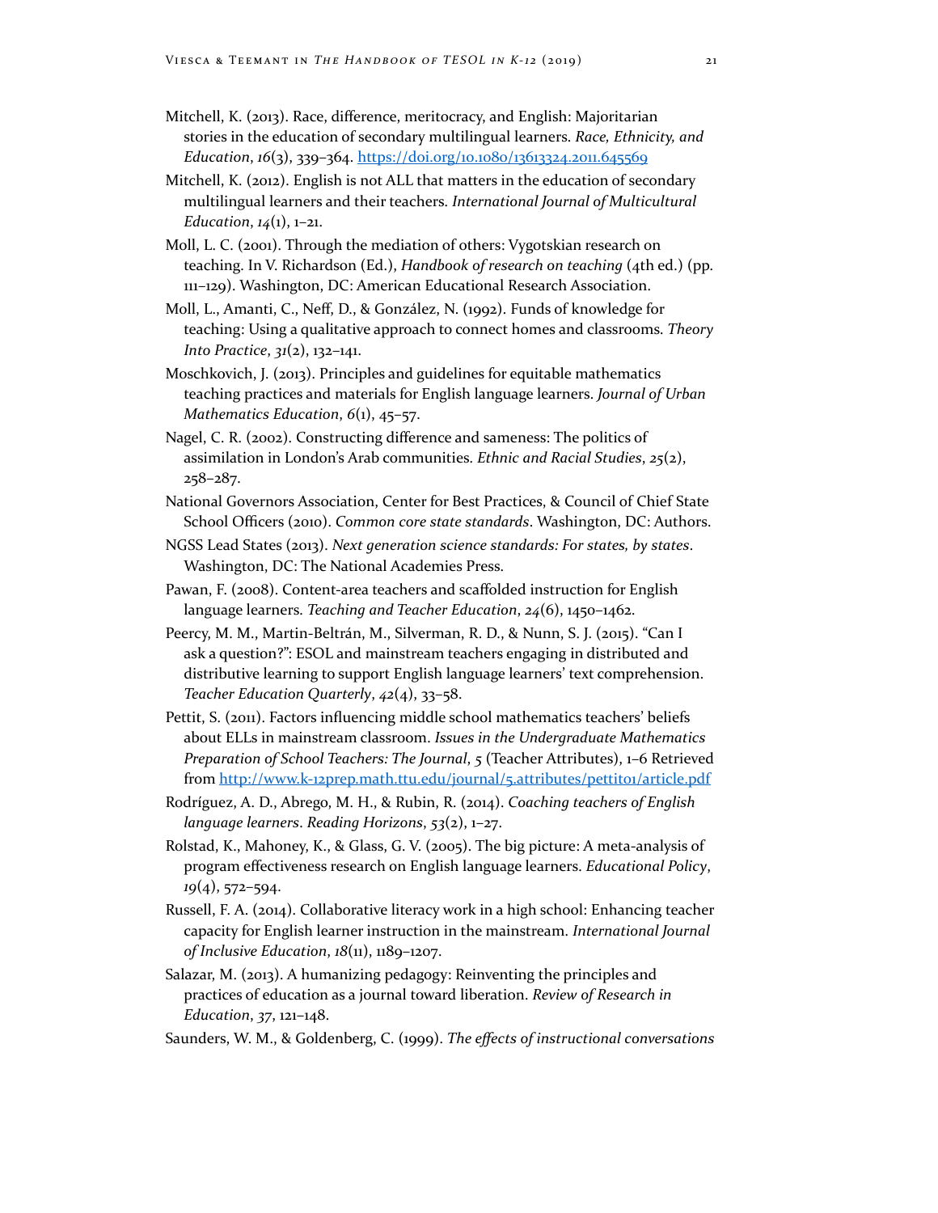Mitchell, K. (2013). Race, difference, meritocracy, and English: Majoritarian stories in the education of secondary multilingual learners. *Race, Ethnicity, and Education*, *16*(3), 339–364. https://doi.org/10.1080/13613324.2011.645569

Mitchell, K. (2012). English is not ALL that matters in the education of secondary multilingual learners and their teachers. *International Journal of Multicultural Education*, *14*(1), 1–21.

Moll, L. C. (2001). Through the mediation of others: Vygotskian research on teaching. In V. Richardson (Ed.), *Handbook of research on teaching* (4th ed.) (pp. 111–129). Washington, DC: American Educational Research Association.

Moll, L., Amanti, C., Neff, D., & González, N. (1992). Funds of knowledge for teaching: Using a qualitative approach to connect homes and classrooms. *Theory Into Practice*, *31*(2), 132–141.

Moschkovich, J. (2013). Principles and guidelines for equitable mathematics teaching practices and materials for English language learners. *Journal of Urban Mathematics Education*, *6*(1), 45–57.

Nagel, C. R. (2002). Constructing difference and sameness: The politics of assimilation in London's Arab communities. *Ethnic and Racial Studies*, *25*(2), 258–287.

National Governors Association, Center for Best Practices, & Council of Chief State School Officers (2010). *Common core state standards*. Washington, DC: Authors.

NGSS Lead States (2013). *Next generation science standards: For states, by states*. Washington, DC: The National Academies Press.

Pawan, F. (2008). Content-area teachers and scaffolded instruction for English language learners. *Teaching and Teacher Education*, *24*(6), 1450–1462.

Peercy, M. M., Martin-Beltrán, M., Silverman, R. D., & Nunn, S. J. (2015). "Can I ask a question?": ESOL and mainstream teachers engaging in distributed and distributive learning to support English language learners' text comprehension. *Teacher Education Quarterly*, *42*(4), 33–58.

Pettit, S. (2011). Factors influencing middle school mathematics teachers' beliefs about ELLs in mainstream classroom. *Issues in the Undergraduate Mathematics Preparation of School Teachers: The Journal*, *5* (Teacher Attributes), 1–6 Retrieved from http://www.k-12prep.math.ttu.edu/journal/5.attributes/pettit01/article.pdf

Rodríguez, A. D., Abrego, M. H., & Rubin, R. (2014). *Coaching teachers of English language learners*. *Reading Horizons*, *53*(2), 1–27.

Rolstad, K., Mahoney, K., & Glass, G. V. (2005). The big picture: A meta-analysis of program effectiveness research on English language learners. *Educational Policy*, *19*(4), 572–594.

Russell, F. A. (2014). Collaborative literacy work in a high school: Enhancing teacher capacity for English learner instruction in the mainstream. *International Journal of Inclusive Education*, *18*(11), 1189–1207.

Salazar, M. (2013). A humanizing pedagogy: Reinventing the principles and practices of education as a journal toward liberation. *Review of Research in Education*, *37*, 121–148.

Saunders, W. M., & Goldenberg, C. (1999). *The effects of instructional conversations*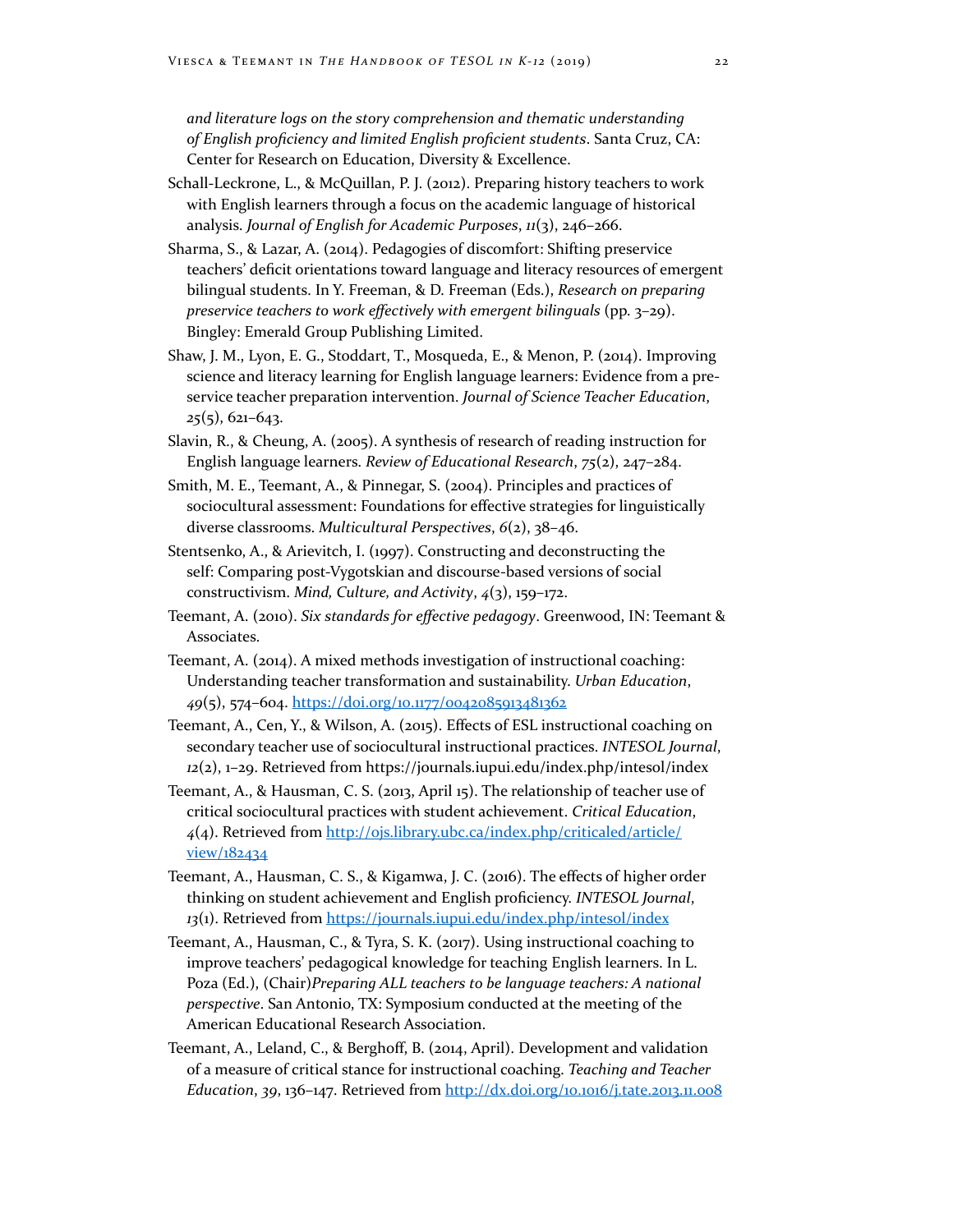*and literature logs on the story comprehension and thematic understanding of English proficiency and limited English proficient students*. Santa Cruz, CA: Center for Research on Education, Diversity & Excellence.

Schall-Leckrone, L., & McQuillan, P. J. (2012). Preparing history teachers to work with English learners through a focus on the academic language of historical analysis. *Journal of English for Academic Purposes*, *11*(3), 246–266.

Sharma, S., & Lazar, A. (2014). Pedagogies of discomfort: Shifting preservice teachers' deficit orientations toward language and literacy resources of emergent bilingual students. In Y. Freeman, & D. Freeman (Eds.), *Research on preparing preservice teachers to work effectively with emergent bilinguals* (pp. 3–29). Bingley: Emerald Group Publishing Limited.

Shaw, J. M., Lyon, E. G., Stoddart, T., Mosqueda, E., & Menon, P. (2014). Improving science and literacy learning for English language learners: Evidence from a pre-service teacher preparation intervention. *Journal of Science Teacher Education*, *25*(5), 621–643.

Slavin, R., & Cheung, A. (2005). A synthesis of research of reading instruction for English language learners. *Review of Educational Research*, *75*(2), 247–284.

Smith, M. E., Teemant, A., & Pinnegar, S. (2004). Principles and practices of sociocultural assessment: Foundations for effective strategies for linguistically diverse classrooms. *Multicultural Perspectives*, *6*(2), 38–46.

Stentsenko, A., & Arievitch, I. (1997). Constructing and deconstructing the self: Comparing post-Vygotskian and discourse-based versions of social constructivism. *Mind, Culture, and Activity*, *4*(3), 159–172.

Teemant, A. (2010). *Six standards for effective pedagogy*. Greenwood, IN: Teemant & Associates.

Teemant, A. (2014). A mixed methods investigation of instructional coaching: Understanding teacher transformation and sustainability. *Urban Education*, *49*(5), 574–604. https://doi.org/10.1177/0042085913481362

Teemant, A., Cen, Y., & Wilson, A. (2015). Effects of ESL instructional coaching on secondary teacher use of sociocultural instructional practices. *INTESOL Journal*, *12*(2), 1–29. Retrieved from https://journals.iupui.edu/index.php/intesol/index

Teemant, A., & Hausman, C. S. (2013, April 15). The relationship of teacher use of critical sociocultural practices with student achievement. *Critical Education*, *4*(4). Retrieved from http://ojs.library.ubc.ca/index.php/criticaled/article/view/182434

Teemant, A., Hausman, C. S., & Kigamwa, J. C. (2016). The effects of higher order thinking on student achievement and English proficiency. *INTESOL Journal*, *13*(1). Retrieved from https://journals.iupui.edu/index.php/intesol/index

Teemant, A., Hausman, C., & Tyra, S. K. (2017). Using instructional coaching to improve teachers' pedagogical knowledge for teaching English learners. In L. Poza (Ed.), (Chair)*Preparing ALL teachers to be language teachers: A national perspective*. San Antonio, TX: Symposium conducted at the meeting of the American Educational Research Association.

Teemant, A., Leland, C., & Berghoff, B. (2014, April). Development and validation of a measure of critical stance for instructional coaching. *Teaching and Teacher Education*, *39*, 136–147. Retrieved from http://dx.doi.org/10.1016/j.tate.2013.11.008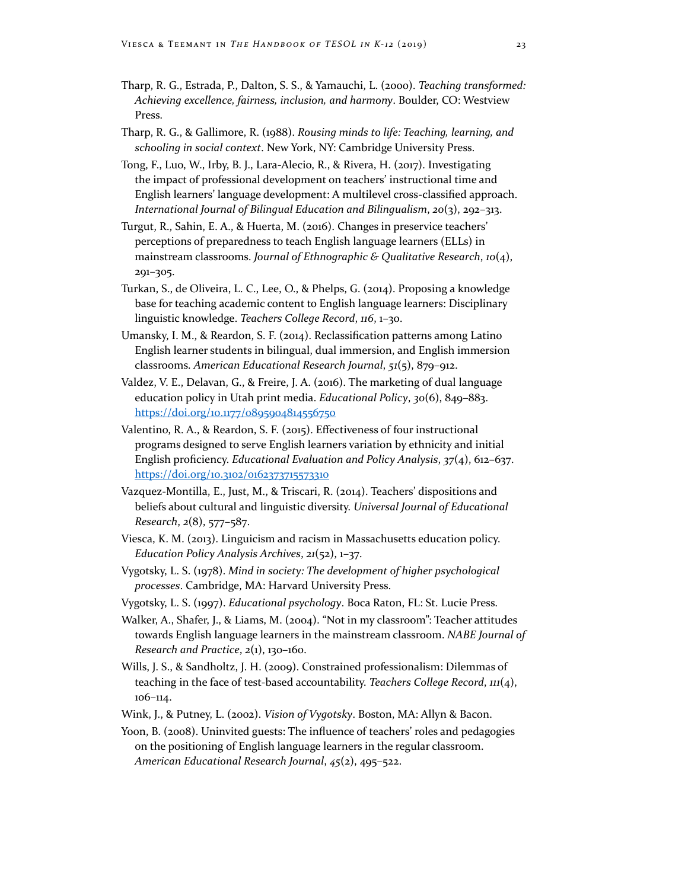Tharp, R. G., Estrada, P., Dalton, S. S., & Yamauchi, L. (2000). *Teaching transformed: Achieving excellence, fairness, inclusion, and harmony*. Boulder, CO: Westview Press.

Tharp, R. G., & Gallimore, R. (1988). *Rousing minds to life: Teaching, learning, and schooling in social context*. New York, NY: Cambridge University Press.

Tong, F., Luo, W., Irby, B. J., Lara-Alecio, R., & Rivera, H. (2017). Investigating the impact of professional development on teachers' instructional time and English learners' language development: A multilevel cross-classified approach. *International Journal of Bilingual Education and Bilingualism*, *20*(3), 292–313.

Turgut, R., Sahin, E. A., & Huerta, M. (2016). Changes in preservice teachers' perceptions of preparedness to teach English language learners (ELLs) in mainstream classrooms. *Journal of Ethnographic & Qualitative Research*, *10*(4), 291–305.

Turkan, S., de Oliveira, L. C., Lee, O., & Phelps, G. (2014). Proposing a knowledge base for teaching academic content to English language learners: Disciplinary linguistic knowledge. *Teachers College Record*, *116*, 1–30.

Umansky, I. M., & Reardon, S. F. (2014). Reclassification patterns among Latino English learner students in bilingual, dual immersion, and English immersion classrooms. *American Educational Research Journal*, *51*(5), 879–912.

Valdez, V. E., Delavan, G., & Freire, J. A. (2016). The marketing of dual language education policy in Utah print media. *Educational Policy*, *30*(6), 849–883. https://doi.org/10.1177/0895904814556750

Valentino, R. A., & Reardon, S. F. (2015). Effectiveness of four instructional programs designed to serve English learners variation by ethnicity and initial English proficiency. *Educational Evaluation and Policy Analysis*, *37*(4), 612–637. https://doi.org/10.3102/0162373715573310

Vazquez-Montilla, E., Just, M., & Triscari, R. (2014). Teachers' dispositions and beliefs about cultural and linguistic diversity. *Universal Journal of Educational Research*, *2*(8), 577–587.

Viesca, K. M. (2013). Linguicism and racism in Massachusetts education policy. *Education Policy Analysis Archives*, *21*(52), 1–37.

Vygotsky, L. S. (1978). *Mind in society: The development of higher psychological processes*. Cambridge, MA: Harvard University Press.

Vygotsky, L. S. (1997). *Educational psychology*. Boca Raton, FL: St. Lucie Press.

Walker, A., Shafer, J., & Liams, M. (2004). "Not in my classroom": Teacher attitudes towards English language learners in the mainstream classroom. *NABE Journal of Research and Practice*, *2*(1), 130–160.

Wills, J. S., & Sandholtz, J. H. (2009). Constrained professionalism: Dilemmas of teaching in the face of test-based accountability. *Teachers College Record*, *111*(4), 106–114.

Wink, J., & Putney, L. (2002). *Vision of Vygotsky*. Boston, MA: Allyn & Bacon.

Yoon, B. (2008). Uninvited guests: The influence of teachers' roles and pedagogies on the positioning of English language learners in the regular classroom. *American Educational Research Journal*, *45*(2), 495–522.